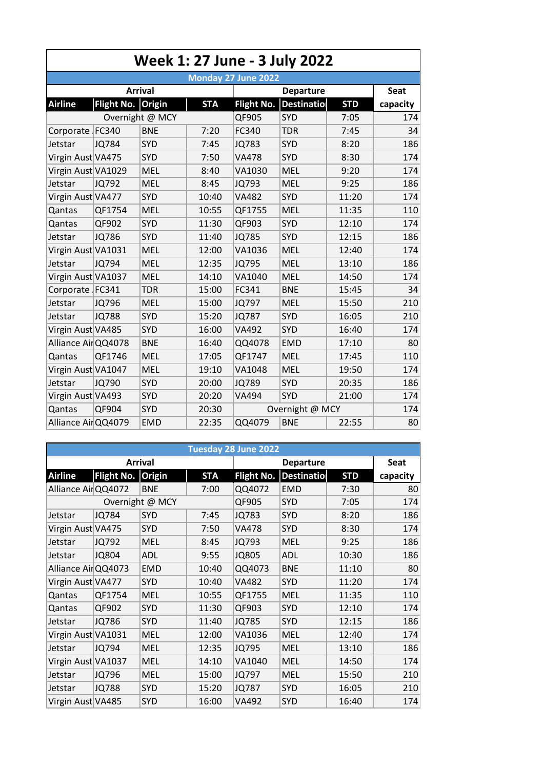# Week 1: 27 June - 3 July 2022

## Monday 27 June 2022

| Arrival | | | | Departure | | | Seat |
|---|---|---|---|---|---|---|---|
| Airline | Flight No. | Origin | STA | Flight No. | Destinatio | STD | capacity |
| Overnight @ MCY | | | | QF905 | SYD | 7:05 | 174 |
| Corporate | FC340 | BNE | 7:20 | FC340 | TDR | 7:45 | 34 |
| Jetstar | JQ784 | SYD | 7:45 | JQ783 | SYD | 8:20 | 186 |
| Virgin Aust | VA475 | SYD | 7:50 | VA478 | SYD | 8:30 | 174 |
| Virgin Aust | VA1029 | MEL | 8:40 | VA1030 | MEL | 9:20 | 174 |
| Jetstar | JQ792 | MEL | 8:45 | JQ793 | MEL | 9:25 | 186 |
| Virgin Aust | VA477 | SYD | 10:40 | VA482 | SYD | 11:20 | 174 |
| Qantas | QF1754 | MEL | 10:55 | QF1755 | MEL | 11:35 | 110 |
| Qantas | QF902 | SYD | 11:30 | QF903 | SYD | 12:10 | 174 |
| Jetstar | JQ786 | SYD | 11:40 | JQ785 | SYD | 12:15 | 186 |
| Virgin Aust | VA1031 | MEL | 12:00 | VA1036 | MEL | 12:40 | 174 |
| Jetstar | JQ794 | MEL | 12:35 | JQ795 | MEL | 13:10 | 186 |
| Virgin Aust | VA1037 | MEL | 14:10 | VA1040 | MEL | 14:50 | 174 |
| Corporate | FC341 | TDR | 15:00 | FC341 | BNE | 15:45 | 34 |
| Jetstar | JQ796 | MEL | 15:00 | JQ797 | MEL | 15:50 | 210 |
| Jetstar | JQ788 | SYD | 15:20 | JQ787 | SYD | 16:05 | 210 |
| Virgin Aust | VA485 | SYD | 16:00 | VA492 | SYD | 16:40 | 174 |
| Alliance Air | QQ4078 | BNE | 16:40 | QQ4078 | EMD | 17:10 | 80 |
| Qantas | QF1746 | MEL | 17:05 | QF1747 | MEL | 17:45 | 110 |
| Virgin Aust | VA1047 | MEL | 19:10 | VA1048 | MEL | 19:50 | 174 |
| Jetstar | JQ790 | SYD | 20:00 | JQ789 | SYD | 20:35 | 186 |
| Virgin Aust | VA493 | SYD | 20:20 | VA494 | SYD | 21:00 | 174 |
| Qantas | QF904 | SYD | 20:30 | Overnight @ MCY | | | 174 |
| Alliance Air | QQ4079 | EMD | 22:35 | QQ4079 | BNE | 22:55 | 80 |

## Tuesday 28 June 2022

| Arrival | | | | Departure | | | Seat |
|---|---|---|---|---|---|---|---|
| Airline | Flight No. | Origin | STA | Flight No. | Destinatio | STD | capacity |
| Alliance Air | QQ4072 | BNE | 7:00 | QQ4072 | EMD | 7:30 | 80 |
| Overnight @ MCY | | | | QF905 | SYD | 7:05 | 174 |
| Jetstar | JQ784 | SYD | 7:45 | JQ783 | SYD | 8:20 | 186 |
| Virgin Aust | VA475 | SYD | 7:50 | VA478 | SYD | 8:30 | 174 |
| Jetstar | JQ792 | MEL | 8:45 | JQ793 | MEL | 9:25 | 186 |
| Jetstar | JQ804 | ADL | 9:55 | JQ805 | ADL | 10:30 | 186 |
| Alliance Air | QQ4073 | EMD | 10:40 | QQ4073 | BNE | 11:10 | 80 |
| Virgin Aust | VA477 | SYD | 10:40 | VA482 | SYD | 11:20 | 174 |
| Qantas | QF1754 | MEL | 10:55 | QF1755 | MEL | 11:35 | 110 |
| Qantas | QF902 | SYD | 11:30 | QF903 | SYD | 12:10 | 174 |
| Jetstar | JQ786 | SYD | 11:40 | JQ785 | SYD | 12:15 | 186 |
| Virgin Aust | VA1031 | MEL | 12:00 | VA1036 | MEL | 12:40 | 174 |
| Jetstar | JQ794 | MEL | 12:35 | JQ795 | MEL | 13:10 | 186 |
| Virgin Aust | VA1037 | MEL | 14:10 | VA1040 | MEL | 14:50 | 174 |
| Jetstar | JQ796 | MEL | 15:00 | JQ797 | MEL | 15:50 | 210 |
| Jetstar | JQ788 | SYD | 15:20 | JQ787 | SYD | 16:05 | 210 |
| Virgin Aust | VA485 | SYD | 16:00 | VA492 | SYD | 16:40 | 174 |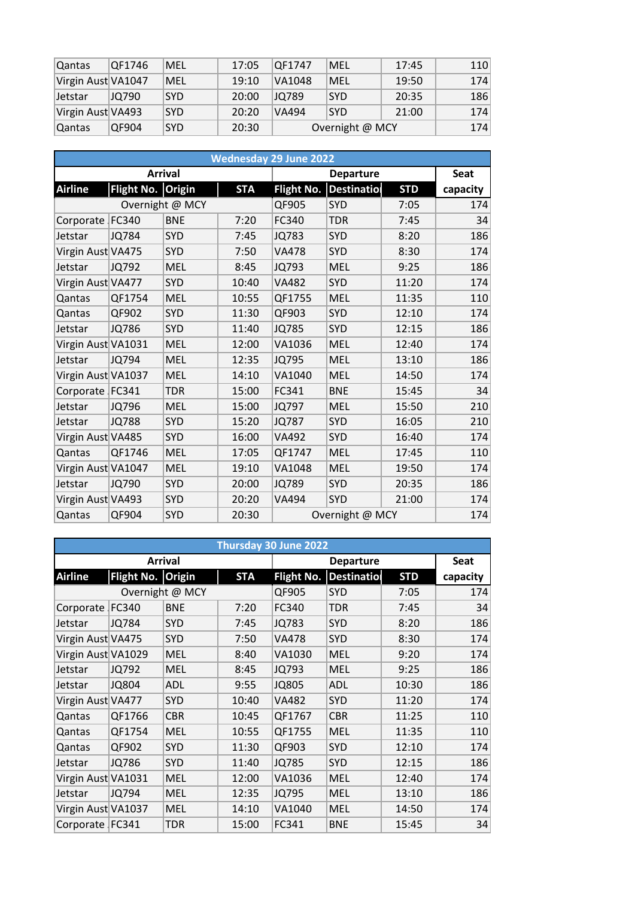| Airline | Flight No. | Origin | STA | Flight No. | Destination | STD | Seat capacity |
|---|---|---|---|---|---|---|---|
| Qantas | QF1746 | MEL | 17:05 | QF1747 | MEL | 17:45 | 110 |
| Virgin Aust | VA1047 | MEL | 19:10 | VA1048 | MEL | 19:50 | 174 |
| Jetstar | JQ790 | SYD | 20:00 | JQ789 | SYD | 20:35 | 186 |
| Virgin Aust | VA493 | SYD | 20:20 | VA494 | SYD | 21:00 | 174 |
| Qantas | QF904 | SYD | 20:30 | Overnight @ MCY | | | 174 |

| Wednesday 29 June 2022 | | | | | | | |
|---|---|---|---|---|---|---|---|
| Arrival | | | | Departure | | | Seat |
| Airline | Flight No. | Origin | STA | Flight No. | Destination | STD | capacity |
| Overnight @ MCY | | | | QF905 | SYD | 7:05 | 174 |
| Corporate | FC340 | BNE | 7:20 | FC340 | TDR | 7:45 | 34 |
| Jetstar | JQ784 | SYD | 7:45 | JQ783 | SYD | 8:20 | 186 |
| Virgin Aust | VA475 | SYD | 7:50 | VA478 | SYD | 8:30 | 174 |
| Jetstar | JQ792 | MEL | 8:45 | JQ793 | MEL | 9:25 | 186 |
| Virgin Aust | VA477 | SYD | 10:40 | VA482 | SYD | 11:20 | 174 |
| Qantas | QF1754 | MEL | 10:55 | QF1755 | MEL | 11:35 | 110 |
| Qantas | QF902 | SYD | 11:30 | QF903 | SYD | 12:10 | 174 |
| Jetstar | JQ786 | SYD | 11:40 | JQ785 | SYD | 12:15 | 186 |
| Virgin Aust | VA1031 | MEL | 12:00 | VA1036 | MEL | 12:40 | 174 |
| Jetstar | JQ794 | MEL | 12:35 | JQ795 | MEL | 13:10 | 186 |
| Virgin Aust | VA1037 | MEL | 14:10 | VA1040 | MEL | 14:50 | 174 |
| Corporate | FC341 | TDR | 15:00 | FC341 | BNE | 15:45 | 34 |
| Jetstar | JQ796 | MEL | 15:00 | JQ797 | MEL | 15:50 | 210 |
| Jetstar | JQ788 | SYD | 15:20 | JQ787 | SYD | 16:05 | 210 |
| Virgin Aust | VA485 | SYD | 16:00 | VA492 | SYD | 16:40 | 174 |
| Qantas | QF1746 | MEL | 17:05 | QF1747 | MEL | 17:45 | 110 |
| Virgin Aust | VA1047 | MEL | 19:10 | VA1048 | MEL | 19:50 | 174 |
| Jetstar | JQ790 | SYD | 20:00 | JQ789 | SYD | 20:35 | 186 |
| Virgin Aust | VA493 | SYD | 20:20 | VA494 | SYD | 21:00 | 174 |
| Qantas | QF904 | SYD | 20:30 | Overnight @ MCY | | | 174 |

| Thursday 30 June 2022 | | | | | | | |
|---|---|---|---|---|---|---|---|
| Arrival | | | | Departure | | | Seat |
| Airline | Flight No. | Origin | STA | Flight No. | Destination | STD | capacity |
| Overnight @ MCY | | | | QF905 | SYD | 7:05 | 174 |
| Corporate | FC340 | BNE | 7:20 | FC340 | TDR | 7:45 | 34 |
| Jetstar | JQ784 | SYD | 7:45 | JQ783 | SYD | 8:20 | 186 |
| Virgin Aust | VA475 | SYD | 7:50 | VA478 | SYD | 8:30 | 174 |
| Virgin Aust | VA1029 | MEL | 8:40 | VA1030 | MEL | 9:20 | 174 |
| Jetstar | JQ792 | MEL | 8:45 | JQ793 | MEL | 9:25 | 186 |
| Jetstar | JQ804 | ADL | 9:55 | JQ805 | ADL | 10:30 | 186 |
| Virgin Aust | VA477 | SYD | 10:40 | VA482 | SYD | 11:20 | 174 |
| Qantas | QF1766 | CBR | 10:45 | QF1767 | CBR | 11:25 | 110 |
| Qantas | QF1754 | MEL | 10:55 | QF1755 | MEL | 11:35 | 110 |
| Qantas | QF902 | SYD | 11:30 | QF903 | SYD | 12:10 | 174 |
| Jetstar | JQ786 | SYD | 11:40 | JQ785 | SYD | 12:15 | 186 |
| Virgin Aust | VA1031 | MEL | 12:00 | VA1036 | MEL | 12:40 | 174 |
| Jetstar | JQ794 | MEL | 12:35 | JQ795 | MEL | 13:10 | 186 |
| Virgin Aust | VA1037 | MEL | 14:10 | VA1040 | MEL | 14:50 | 174 |
| Corporate | FC341 | TDR | 15:00 | FC341 | BNE | 15:45 | 34 |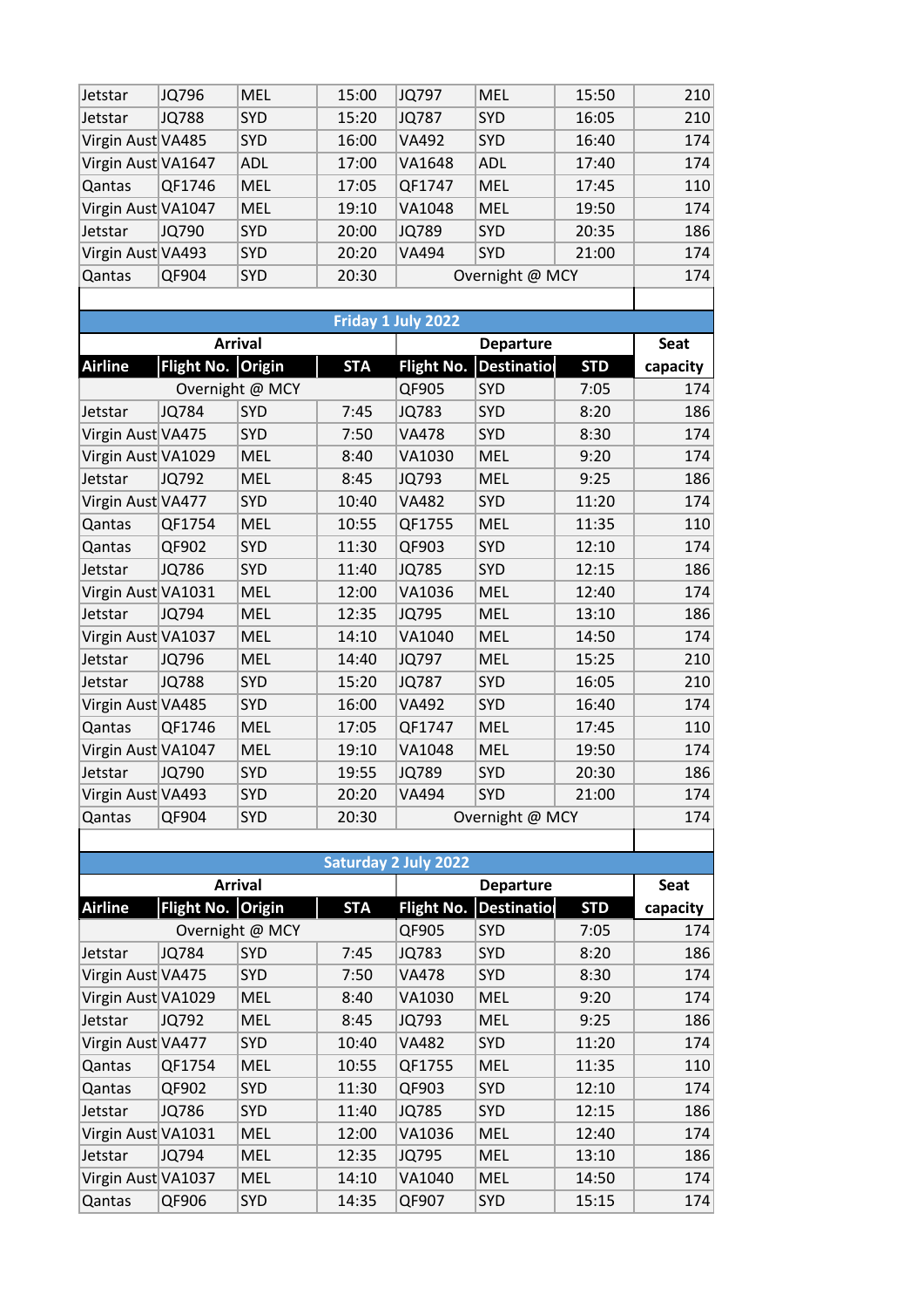| Jetstar | JQ796 | MEL | 15:00 | JQ797 | MEL | 15:50 | 210 |
|---|---|---|---|---|---|---|---|
| Jetstar | JQ788 | SYD | 15:20 | JQ787 | SYD | 16:05 | 210 |
| Virgin Aust | VA485 | SYD | 16:00 | VA492 | SYD | 16:40 | 174 |
| Virgin Aust | VA1647 | ADL | 17:00 | VA1648 | ADL | 17:40 | 174 |
| Qantas | QF1746 | MEL | 17:05 | QF1747 | MEL | 17:45 | 110 |
| Virgin Aust | VA1047 | MEL | 19:10 | VA1048 | MEL | 19:50 | 174 |
| Jetstar | JQ790 | SYD | 20:00 | JQ789 | SYD | 20:35 | 186 |
| Virgin Aust | VA493 | SYD | 20:20 | VA494 | SYD | 21:00 | 174 |
| Qantas | QF904 | SYD | 20:30 | Overnight @ MCY | | | 174 |

## Friday 1 July 2022

| Arrival | | | | Departure | | | Seat capacity |
|---|---|---|---|---|---|---|---|
| Airline | Flight No. | Origin | STA | Flight No. | Destination | STD | |
| Overnight @ MCY | | | | QF905 | SYD | 7:05 | 174 |
| Jetstar | JQ784 | SYD | 7:45 | JQ783 | SYD | 8:20 | 186 |
| Virgin Aust | VA475 | SYD | 7:50 | VA478 | SYD | 8:30 | 174 |
| Virgin Aust | VA1029 | MEL | 8:40 | VA1030 | MEL | 9:20 | 174 |
| Jetstar | JQ792 | MEL | 8:45 | JQ793 | MEL | 9:25 | 186 |
| Virgin Aust | VA477 | SYD | 10:40 | VA482 | SYD | 11:20 | 174 |
| Qantas | QF1754 | MEL | 10:55 | QF1755 | MEL | 11:35 | 110 |
| Qantas | QF902 | SYD | 11:30 | QF903 | SYD | 12:10 | 174 |
| Jetstar | JQ786 | SYD | 11:40 | JQ785 | SYD | 12:15 | 186 |
| Virgin Aust | VA1031 | MEL | 12:00 | VA1036 | MEL | 12:40 | 174 |
| Jetstar | JQ794 | MEL | 12:35 | JQ795 | MEL | 13:10 | 186 |
| Virgin Aust | VA1037 | MEL | 14:10 | VA1040 | MEL | 14:50 | 174 |
| Jetstar | JQ796 | MEL | 14:40 | JQ797 | MEL | 15:25 | 210 |
| Jetstar | JQ788 | SYD | 15:20 | JQ787 | SYD | 16:05 | 210 |
| Virgin Aust | VA485 | SYD | 16:00 | VA492 | SYD | 16:40 | 174 |
| Qantas | QF1746 | MEL | 17:05 | QF1747 | MEL | 17:45 | 110 |
| Virgin Aust | VA1047 | MEL | 19:10 | VA1048 | MEL | 19:50 | 174 |
| Jetstar | JQ790 | SYD | 19:55 | JQ789 | SYD | 20:30 | 186 |
| Virgin Aust | VA493 | SYD | 20:20 | VA494 | SYD | 21:00 | 174 |
| Qantas | QF904 | SYD | 20:30 | Overnight @ MCY | | | 174 |

## Saturday 2 July 2022

| Arrival | | | | Departure | | | Seat capacity |
|---|---|---|---|---|---|---|---|
| Airline | Flight No. | Origin | STA | Flight No. | Destination | STD | |
| Overnight @ MCY | | | | QF905 | SYD | 7:05 | 174 |
| Jetstar | JQ784 | SYD | 7:45 | JQ783 | SYD | 8:20 | 186 |
| Virgin Aust | VA475 | SYD | 7:50 | VA478 | SYD | 8:30 | 174 |
| Virgin Aust | VA1029 | MEL | 8:40 | VA1030 | MEL | 9:20 | 174 |
| Jetstar | JQ792 | MEL | 8:45 | JQ793 | MEL | 9:25 | 186 |
| Virgin Aust | VA477 | SYD | 10:40 | VA482 | SYD | 11:20 | 174 |
| Qantas | QF1754 | MEL | 10:55 | QF1755 | MEL | 11:35 | 110 |
| Qantas | QF902 | SYD | 11:30 | QF903 | SYD | 12:10 | 174 |
| Jetstar | JQ786 | SYD | 11:40 | JQ785 | SYD | 12:15 | 186 |
| Virgin Aust | VA1031 | MEL | 12:00 | VA1036 | MEL | 12:40 | 174 |
| Jetstar | JQ794 | MEL | 12:35 | JQ795 | MEL | 13:10 | 186 |
| Virgin Aust | VA1037 | MEL | 14:10 | VA1040 | MEL | 14:50 | 174 |
| Qantas | QF906 | SYD | 14:35 | QF907 | SYD | 15:15 | 174 |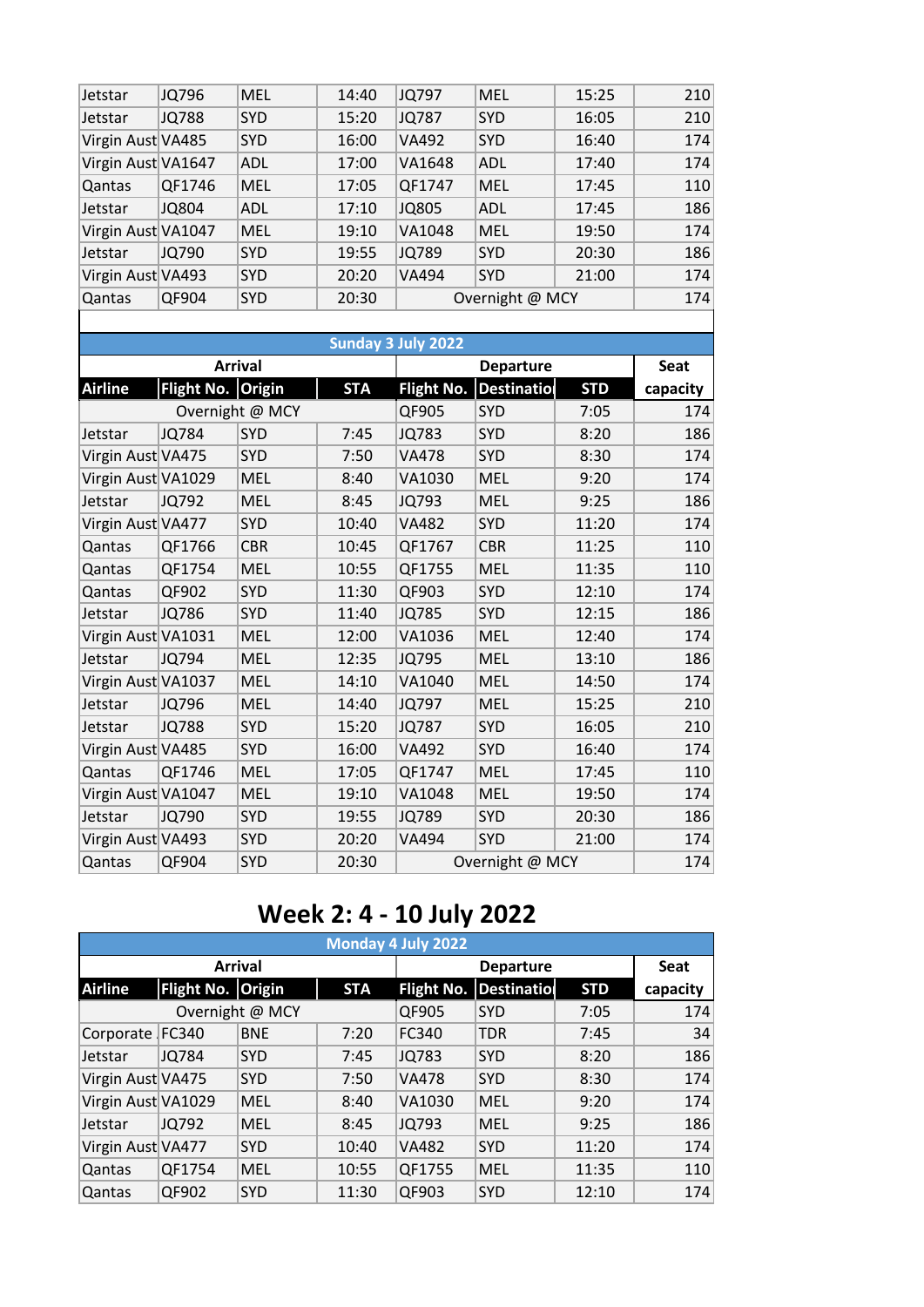| Airline | Flight No. | Origin | STA | Flight No. | Destination | STD | Seat capacity |
|---|---|---|---|---|---|---|---|
| Jetstar | JQ796 | MEL | 14:40 | JQ797 | MEL | 15:25 | 210 |
| Jetstar | JQ788 | SYD | 15:20 | JQ787 | SYD | 16:05 | 210 |
| Virgin Aust | VA485 | SYD | 16:00 | VA492 | SYD | 16:40 | 174 |
| Virgin Aust | VA1647 | ADL | 17:00 | VA1648 | ADL | 17:40 | 174 |
| Qantas | QF1746 | MEL | 17:05 | QF1747 | MEL | 17:45 | 110 |
| Jetstar | JQ804 | ADL | 17:10 | JQ805 | ADL | 17:45 | 186 |
| Virgin Aust | VA1047 | MEL | 19:10 | VA1048 | MEL | 19:50 | 174 |
| Jetstar | JQ790 | SYD | 19:55 | JQ789 | SYD | 20:30 | 186 |
| Virgin Aust | VA493 | SYD | 20:20 | VA494 | SYD | 21:00 | 174 |
| Qantas | QF904 | SYD | 20:30 | Overnight @ MCY | | | 174 |

**Sunday 3 July 2022**

| Arrival | | | | Departure | | | Seat |
|---|---|---|---|---|---|---|---|
| **Airline** | **Flight No.** | **Origin** | **STA** | **Flight No.** | **Destination** | **STD** | **capacity** |
| Overnight @ MCY | | | | QF905 | SYD | 7:05 | 174 |
| Jetstar | JQ784 | SYD | 7:45 | JQ783 | SYD | 8:20 | 186 |
| Virgin Aust | VA475 | SYD | 7:50 | VA478 | SYD | 8:30 | 174 |
| Virgin Aust | VA1029 | MEL | 8:40 | VA1030 | MEL | 9:20 | 174 |
| Jetstar | JQ792 | MEL | 8:45 | JQ793 | MEL | 9:25 | 186 |
| Virgin Aust | VA477 | SYD | 10:40 | VA482 | SYD | 11:20 | 174 |
| Qantas | QF1766 | CBR | 10:45 | QF1767 | CBR | 11:25 | 110 |
| Qantas | QF1754 | MEL | 10:55 | QF1755 | MEL | 11:35 | 110 |
| Qantas | QF902 | SYD | 11:30 | QF903 | SYD | 12:10 | 174 |
| Jetstar | JQ786 | SYD | 11:40 | JQ785 | SYD | 12:15 | 186 |
| Virgin Aust | VA1031 | MEL | 12:00 | VA1036 | MEL | 12:40 | 174 |
| Jetstar | JQ794 | MEL | 12:35 | JQ795 | MEL | 13:10 | 186 |
| Virgin Aust | VA1037 | MEL | 14:10 | VA1040 | MEL | 14:50 | 174 |
| Jetstar | JQ796 | MEL | 14:40 | JQ797 | MEL | 15:25 | 210 |
| Jetstar | JQ788 | SYD | 15:20 | JQ787 | SYD | 16:05 | 210 |
| Virgin Aust | VA485 | SYD | 16:00 | VA492 | SYD | 16:40 | 174 |
| Qantas | QF1746 | MEL | 17:05 | QF1747 | MEL | 17:45 | 110 |
| Virgin Aust | VA1047 | MEL | 19:10 | VA1048 | MEL | 19:50 | 174 |
| Jetstar | JQ790 | SYD | 19:55 | JQ789 | SYD | 20:30 | 186 |
| Virgin Aust | VA493 | SYD | 20:20 | VA494 | SYD | 21:00 | 174 |
| Qantas | QF904 | SYD | 20:30 | Overnight @ MCY | | | 174 |

# Week 2: 4 - 10 July 2022

**Monday 4 July 2022**

| Arrival | | | | Departure | | | Seat |
|---|---|---|---|---|---|---|---|
| **Airline** | **Flight No.** | **Origin** | **STA** | **Flight No.** | **Destination** | **STD** | **capacity** |
| Overnight @ MCY | | | | QF905 | SYD | 7:05 | 174 |
| Corporate | FC340 | BNE | 7:20 | FC340 | TDR | 7:45 | 34 |
| Jetstar | JQ784 | SYD | 7:45 | JQ783 | SYD | 8:20 | 186 |
| Virgin Aust | VA475 | SYD | 7:50 | VA478 | SYD | 8:30 | 174 |
| Virgin Aust | VA1029 | MEL | 8:40 | VA1030 | MEL | 9:20 | 174 |
| Jetstar | JQ792 | MEL | 8:45 | JQ793 | MEL | 9:25 | 186 |
| Virgin Aust | VA477 | SYD | 10:40 | VA482 | SYD | 11:20 | 174 |
| Qantas | QF1754 | MEL | 10:55 | QF1755 | MEL | 11:35 | 110 |
| Qantas | QF902 | SYD | 11:30 | QF903 | SYD | 12:10 | 174 |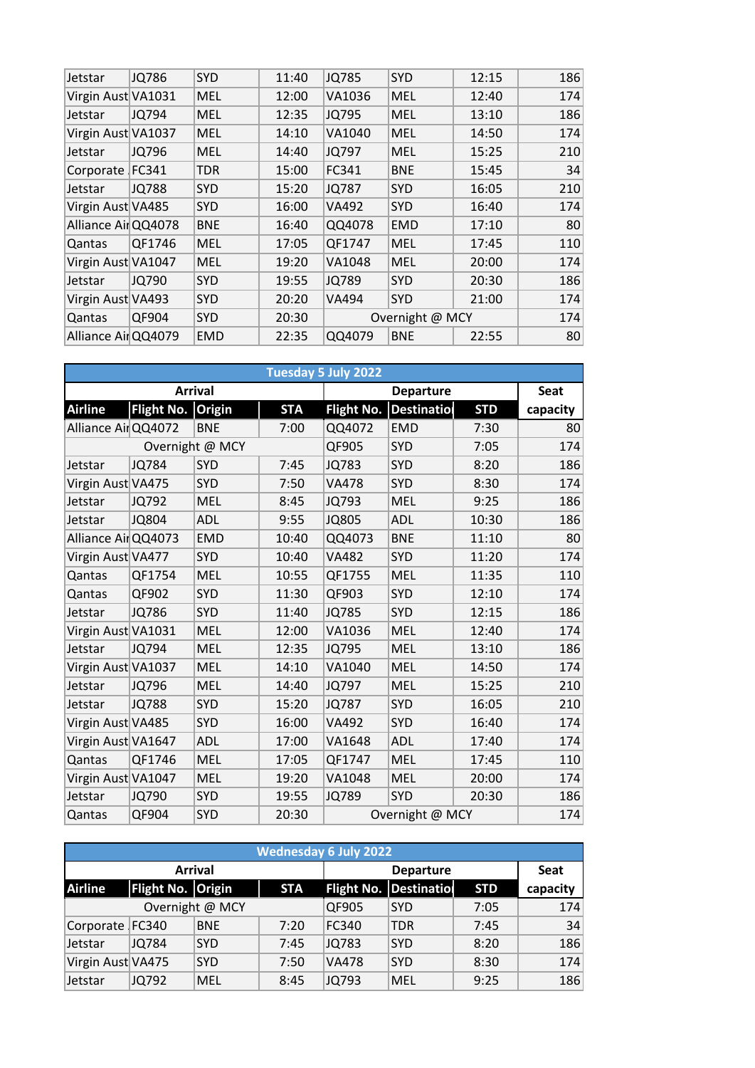| Airline | Flight No. | Origin | STA | Flight No. | Destination | STD | Seat capacity |
|---|---|---|---|---|---|---|---|
| Jetstar | JQ786 | SYD | 11:40 | JQ785 | SYD | 12:15 | 186 |
| Virgin Aust | VA1031 | MEL | 12:00 | VA1036 | MEL | 12:40 | 174 |
| Jetstar | JQ794 | MEL | 12:35 | JQ795 | MEL | 13:10 | 186 |
| Virgin Aust | VA1037 | MEL | 14:10 | VA1040 | MEL | 14:50 | 174 |
| Jetstar | JQ796 | MEL | 14:40 | JQ797 | MEL | 15:25 | 210 |
| Corporate | FC341 | TDR | 15:00 | FC341 | BNE | 15:45 | 34 |
| Jetstar | JQ788 | SYD | 15:20 | JQ787 | SYD | 16:05 | 210 |
| Virgin Aust | VA485 | SYD | 16:00 | VA492 | SYD | 16:40 | 174 |
| Alliance Air | QQ4078 | BNE | 16:40 | QQ4078 | EMD | 17:10 | 80 |
| Qantas | QF1746 | MEL | 17:05 | QF1747 | MEL | 17:45 | 110 |
| Virgin Aust | VA1047 | MEL | 19:20 | VA1048 | MEL | 20:00 | 174 |
| Jetstar | JQ790 | SYD | 19:55 | JQ789 | SYD | 20:30 | 186 |
| Virgin Aust | VA493 | SYD | 20:20 | VA494 | SYD | 21:00 | 174 |
| Qantas | QF904 | SYD | 20:30 | Overnight @ MCY | | | 174 |
| Alliance Air | QQ4079 | EMD | 22:35 | QQ4079 | BNE | 22:55 | 80 |

| Tuesday 5 July 2022 | | | | | | | |
|---|---|---|---|---|---|---|---|
| Arrival | | | | Departure | | | Seat |
| Airline | Flight No. | Origin | STA | Flight No. | Destination | STD | capacity |
| Alliance Air | QQ4072 | BNE | 7:00 | QQ4072 | EMD | 7:30 | 80 |
| Overnight @ MCY | | | | QF905 | SYD | 7:05 | 174 |
| Jetstar | JQ784 | SYD | 7:45 | JQ783 | SYD | 8:20 | 186 |
| Virgin Aust | VA475 | SYD | 7:50 | VA478 | SYD | 8:30 | 174 |
| Jetstar | JQ792 | MEL | 8:45 | JQ793 | MEL | 9:25 | 186 |
| Jetstar | JQ804 | ADL | 9:55 | JQ805 | ADL | 10:30 | 186 |
| Alliance Air | QQ4073 | EMD | 10:40 | QQ4073 | BNE | 11:10 | 80 |
| Virgin Aust | VA477 | SYD | 10:40 | VA482 | SYD | 11:20 | 174 |
| Qantas | QF1754 | MEL | 10:55 | QF1755 | MEL | 11:35 | 110 |
| Qantas | QF902 | SYD | 11:30 | QF903 | SYD | 12:10 | 174 |
| Jetstar | JQ786 | SYD | 11:40 | JQ785 | SYD | 12:15 | 186 |
| Virgin Aust | VA1031 | MEL | 12:00 | VA1036 | MEL | 12:40 | 174 |
| Jetstar | JQ794 | MEL | 12:35 | JQ795 | MEL | 13:10 | 186 |
| Virgin Aust | VA1037 | MEL | 14:10 | VA1040 | MEL | 14:50 | 174 |
| Jetstar | JQ796 | MEL | 14:40 | JQ797 | MEL | 15:25 | 210 |
| Jetstar | JQ788 | SYD | 15:20 | JQ787 | SYD | 16:05 | 210 |
| Virgin Aust | VA485 | SYD | 16:00 | VA492 | SYD | 16:40 | 174 |
| Virgin Aust | VA1647 | ADL | 17:00 | VA1648 | ADL | 17:40 | 174 |
| Qantas | QF1746 | MEL | 17:05 | QF1747 | MEL | 17:45 | 110 |
| Virgin Aust | VA1047 | MEL | 19:20 | VA1048 | MEL | 20:00 | 174 |
| Jetstar | JQ790 | SYD | 19:55 | JQ789 | SYD | 20:30 | 186 |
| Qantas | QF904 | SYD | 20:30 | Overnight @ MCY | | | 174 |

| Wednesday 6 July 2022 | | | | | | | |
|---|---|---|---|---|---|---|---|
| Arrival | | | | Departure | | | Seat |
| Airline | Flight No. | Origin | STA | Flight No. | Destination | STD | capacity |
| Overnight @ MCY | | | | QF905 | SYD | 7:05 | 174 |
| Corporate | FC340 | BNE | 7:20 | FC340 | TDR | 7:45 | 34 |
| Jetstar | JQ784 | SYD | 7:45 | JQ783 | SYD | 8:20 | 186 |
| Virgin Aust | VA475 | SYD | 7:50 | VA478 | SYD | 8:30 | 174 |
| Jetstar | JQ792 | MEL | 8:45 | JQ793 | MEL | 9:25 | 186 |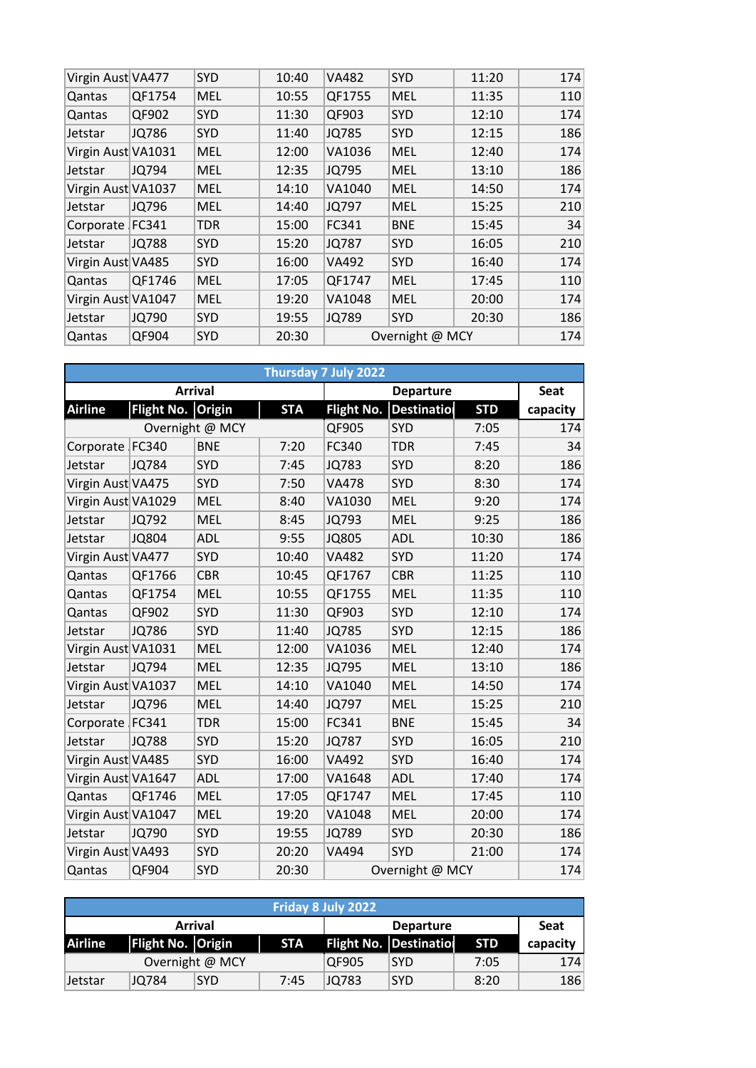| Virgin Aust | VA477 | SYD | 10:40 | VA482 | SYD | 11:20 | 174 |
|---|---|---|---|---|---|---|---|
| Qantas | QF1754 | MEL | 10:55 | QF1755 | MEL | 11:35 | 110 |
| Qantas | QF902 | SYD | 11:30 | QF903 | SYD | 12:10 | 174 |
| Jetstar | JQ786 | SYD | 11:40 | JQ785 | SYD | 12:15 | 186 |
| Virgin Aust | VA1031 | MEL | 12:00 | VA1036 | MEL | 12:40 | 174 |
| Jetstar | JQ794 | MEL | 12:35 | JQ795 | MEL | 13:10 | 186 |
| Virgin Aust | VA1037 | MEL | 14:10 | VA1040 | MEL | 14:50 | 174 |
| Jetstar | JQ796 | MEL | 14:40 | JQ797 | MEL | 15:25 | 210 |
| Corporate | FC341 | TDR | 15:00 | FC341 | BNE | 15:45 | 34 |
| Jetstar | JQ788 | SYD | 15:20 | JQ787 | SYD | 16:05 | 210 |
| Virgin Aust | VA485 | SYD | 16:00 | VA492 | SYD | 16:40 | 174 |
| Qantas | QF1746 | MEL | 17:05 | QF1747 | MEL | 17:45 | 110 |
| Virgin Aust | VA1047 | MEL | 19:20 | VA1048 | MEL | 20:00 | 174 |
| Jetstar | JQ790 | SYD | 19:55 | JQ789 | SYD | 20:30 | 186 |
| Qantas | QF904 | SYD | 20:30 | Overnight @ MCY | | | 174 |

| Thursday 7 July 2022 | | | | | | | |
|---|---|---|---|---|---|---|---|
| Arrival | | | | Departure | | | Seat |
| Airline | Flight No. | Origin | STA | Flight No. | Destination | STD | capacity |
| Overnight @ MCY | | | | QF905 | SYD | 7:05 | 174 |
| Corporate | FC340 | BNE | 7:20 | FC340 | TDR | 7:45 | 34 |
| Jetstar | JQ784 | SYD | 7:45 | JQ783 | SYD | 8:20 | 186 |
| Virgin Aust | VA475 | SYD | 7:50 | VA478 | SYD | 8:30 | 174 |
| Virgin Aust | VA1029 | MEL | 8:40 | VA1030 | MEL | 9:20 | 174 |
| Jetstar | JQ792 | MEL | 8:45 | JQ793 | MEL | 9:25 | 186 |
| Jetstar | JQ804 | ADL | 9:55 | JQ805 | ADL | 10:30 | 186 |
| Virgin Aust | VA477 | SYD | 10:40 | VA482 | SYD | 11:20 | 174 |
| Qantas | QF1766 | CBR | 10:45 | QF1767 | CBR | 11:25 | 110 |
| Qantas | QF1754 | MEL | 10:55 | QF1755 | MEL | 11:35 | 110 |
| Qantas | QF902 | SYD | 11:30 | QF903 | SYD | 12:10 | 174 |
| Jetstar | JQ786 | SYD | 11:40 | JQ785 | SYD | 12:15 | 186 |
| Virgin Aust | VA1031 | MEL | 12:00 | VA1036 | MEL | 12:40 | 174 |
| Jetstar | JQ794 | MEL | 12:35 | JQ795 | MEL | 13:10 | 186 |
| Virgin Aust | VA1037 | MEL | 14:10 | VA1040 | MEL | 14:50 | 174 |
| Jetstar | JQ796 | MEL | 14:40 | JQ797 | MEL | 15:25 | 210 |
| Corporate | FC341 | TDR | 15:00 | FC341 | BNE | 15:45 | 34 |
| Jetstar | JQ788 | SYD | 15:20 | JQ787 | SYD | 16:05 | 210 |
| Virgin Aust | VA485 | SYD | 16:00 | VA492 | SYD | 16:40 | 174 |
| Virgin Aust | VA1647 | ADL | 17:00 | VA1648 | ADL | 17:40 | 174 |
| Qantas | QF1746 | MEL | 17:05 | QF1747 | MEL | 17:45 | 110 |
| Virgin Aust | VA1047 | MEL | 19:20 | VA1048 | MEL | 20:00 | 174 |
| Jetstar | JQ790 | SYD | 19:55 | JQ789 | SYD | 20:30 | 186 |
| Virgin Aust | VA493 | SYD | 20:20 | VA494 | SYD | 21:00 | 174 |
| Qantas | QF904 | SYD | 20:30 | Overnight @ MCY | | | 174 |

| Friday 8 July 2022 | | | | | | | |
|---|---|---|---|---|---|---|---|
| Arrival | | | | Departure | | | Seat |
| Airline | Flight No. | Origin | STA | Flight No. | Destination | STD | capacity |
| Overnight @ MCY | | | | QF905 | SYD | 7:05 | 174 |
| Jetstar | JQ784 | SYD | 7:45 | JQ783 | SYD | 8:20 | 186 |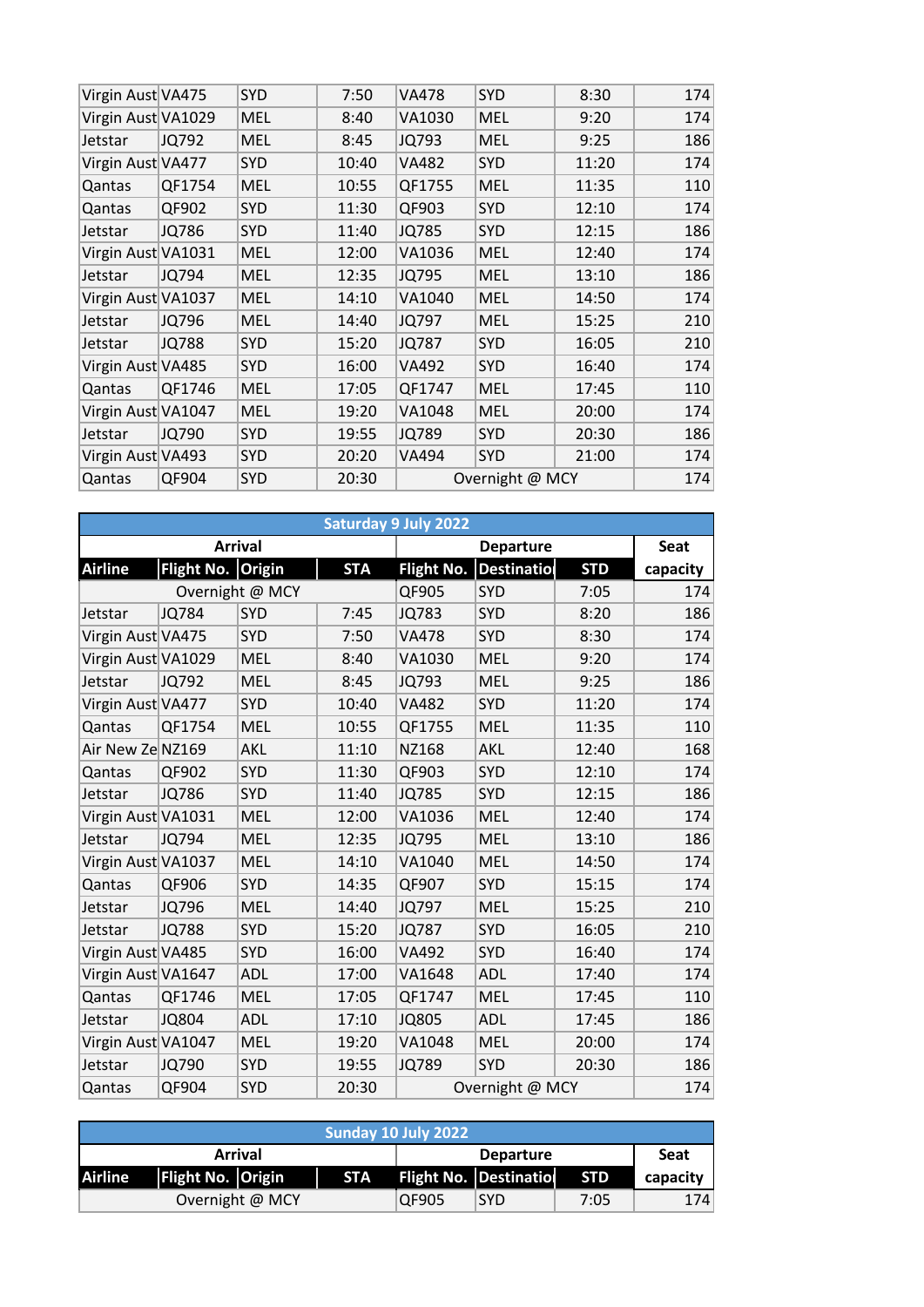| Airline | Flight No. | Origin | STA | Flight No. | Destination | STD | Seat capacity |
|---|---|---|---|---|---|---|---|
| Virgin Aust | VA475 | SYD | 7:50 | VA478 | SYD | 8:30 | 174 |
| Virgin Aust | VA1029 | MEL | 8:40 | VA1030 | MEL | 9:20 | 174 |
| Jetstar | JQ792 | MEL | 8:45 | JQ793 | MEL | 9:25 | 186 |
| Virgin Aust | VA477 | SYD | 10:40 | VA482 | SYD | 11:20 | 174 |
| Qantas | QF1754 | MEL | 10:55 | QF1755 | MEL | 11:35 | 110 |
| Qantas | QF902 | SYD | 11:30 | QF903 | SYD | 12:10 | 174 |
| Jetstar | JQ786 | SYD | 11:40 | JQ785 | SYD | 12:15 | 186 |
| Virgin Aust | VA1031 | MEL | 12:00 | VA1036 | MEL | 12:40 | 174 |
| Jetstar | JQ794 | MEL | 12:35 | JQ795 | MEL | 13:10 | 186 |
| Virgin Aust | VA1037 | MEL | 14:10 | VA1040 | MEL | 14:50 | 174 |
| Jetstar | JQ796 | MEL | 14:40 | JQ797 | MEL | 15:25 | 210 |
| Jetstar | JQ788 | SYD | 15:20 | JQ787 | SYD | 16:05 | 210 |
| Virgin Aust | VA485 | SYD | 16:00 | VA492 | SYD | 16:40 | 174 |
| Qantas | QF1746 | MEL | 17:05 | QF1747 | MEL | 17:45 | 110 |
| Virgin Aust | VA1047 | MEL | 19:20 | VA1048 | MEL | 20:00 | 174 |
| Jetstar | JQ790 | SYD | 19:55 | JQ789 | SYD | 20:30 | 186 |
| Virgin Aust | VA493 | SYD | 20:20 | VA494 | SYD | 21:00 | 174 |
| Qantas | QF904 | SYD | 20:30 | Overnight @ MCY | | | 174 |

**Saturday 9 July 2022**

| Arrival | | | | Departure | | | Seat |
|---|---|---|---|---|---|---|---|
| Airline | Flight No. | Origin | STA | Flight No. | Destination | STD | capacity |
| Overnight @ MCY | | | | QF905 | SYD | 7:05 | 174 |
| Jetstar | JQ784 | SYD | 7:45 | JQ783 | SYD | 8:20 | 186 |
| Virgin Aust | VA475 | SYD | 7:50 | VA478 | SYD | 8:30 | 174 |
| Virgin Aust | VA1029 | MEL | 8:40 | VA1030 | MEL | 9:20 | 174 |
| Jetstar | JQ792 | MEL | 8:45 | JQ793 | MEL | 9:25 | 186 |
| Virgin Aust | VA477 | SYD | 10:40 | VA482 | SYD | 11:20 | 174 |
| Qantas | QF1754 | MEL | 10:55 | QF1755 | MEL | 11:35 | 110 |
| Air New Ze | NZ169 | AKL | 11:10 | NZ168 | AKL | 12:40 | 168 |
| Qantas | QF902 | SYD | 11:30 | QF903 | SYD | 12:10 | 174 |
| Jetstar | JQ786 | SYD | 11:40 | JQ785 | SYD | 12:15 | 186 |
| Virgin Aust | VA1031 | MEL | 12:00 | VA1036 | MEL | 12:40 | 174 |
| Jetstar | JQ794 | MEL | 12:35 | JQ795 | MEL | 13:10 | 186 |
| Virgin Aust | VA1037 | MEL | 14:10 | VA1040 | MEL | 14:50 | 174 |
| Qantas | QF906 | SYD | 14:35 | QF907 | SYD | 15:15 | 174 |
| Jetstar | JQ796 | MEL | 14:40 | JQ797 | MEL | 15:25 | 210 |
| Jetstar | JQ788 | SYD | 15:20 | JQ787 | SYD | 16:05 | 210 |
| Virgin Aust | VA485 | SYD | 16:00 | VA492 | SYD | 16:40 | 174 |
| Virgin Aust | VA1647 | ADL | 17:00 | VA1648 | ADL | 17:40 | 174 |
| Qantas | QF1746 | MEL | 17:05 | QF1747 | MEL | 17:45 | 110 |
| Jetstar | JQ804 | ADL | 17:10 | JQ805 | ADL | 17:45 | 186 |
| Virgin Aust | VA1047 | MEL | 19:20 | VA1048 | MEL | 20:00 | 174 |
| Jetstar | JQ790 | SYD | 19:55 | JQ789 | SYD | 20:30 | 186 |
| Qantas | QF904 | SYD | 20:30 | Overnight @ MCY | | | 174 |

**Sunday 10 July 2022**

| Arrival | | | | Departure | | | Seat |
|---|---|---|---|---|---|---|---|
| Airline | Flight No. | Origin | STA | Flight No. | Destination | STD | capacity |
| Overnight @ MCY | | | | QF905 | SYD | 7:05 | 174 |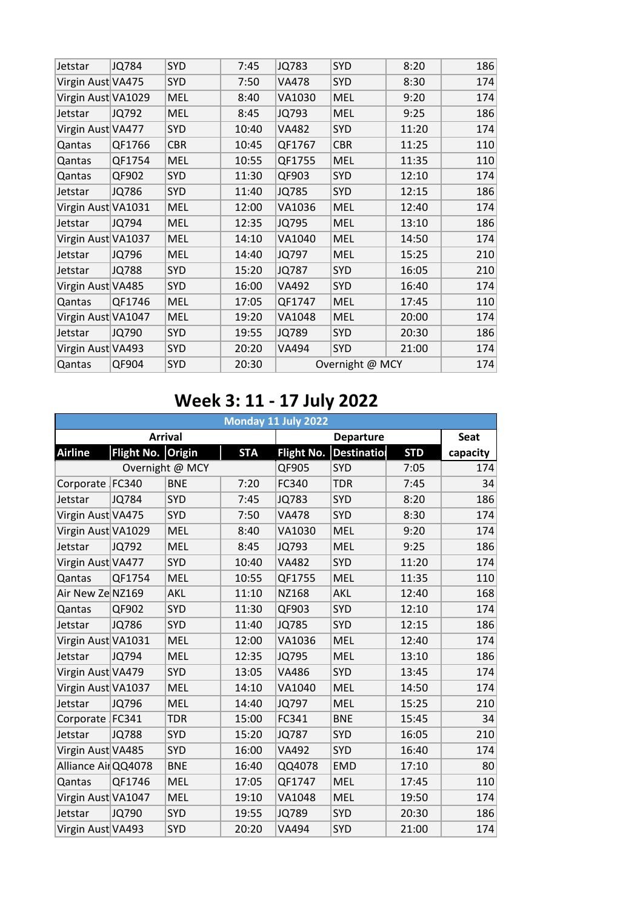| Jetstar | JQ784 | SYD | 7:45 | JQ783 | SYD | 8:20 | 186 |
|---|---|---|---|---|---|---|---|
| Virgin Aust | VA475 | SYD | 7:50 | VA478 | SYD | 8:30 | 174 |
| Virgin Aust | VA1029 | MEL | 8:40 | VA1030 | MEL | 9:20 | 174 |
| Jetstar | JQ792 | MEL | 8:45 | JQ793 | MEL | 9:25 | 186 |
| Virgin Aust | VA477 | SYD | 10:40 | VA482 | SYD | 11:20 | 174 |
| Qantas | QF1766 | CBR | 10:45 | QF1767 | CBR | 11:25 | 110 |
| Qantas | QF1754 | MEL | 10:55 | QF1755 | MEL | 11:35 | 110 |
| Qantas | QF902 | SYD | 11:30 | QF903 | SYD | 12:10 | 174 |
| Jetstar | JQ786 | SYD | 11:40 | JQ785 | SYD | 12:15 | 186 |
| Virgin Aust | VA1031 | MEL | 12:00 | VA1036 | MEL | 12:40 | 174 |
| Jetstar | JQ794 | MEL | 12:35 | JQ795 | MEL | 13:10 | 186 |
| Virgin Aust | VA1037 | MEL | 14:10 | VA1040 | MEL | 14:50 | 174 |
| Jetstar | JQ796 | MEL | 14:40 | JQ797 | MEL | 15:25 | 210 |
| Jetstar | JQ788 | SYD | 15:20 | JQ787 | SYD | 16:05 | 210 |
| Virgin Aust | VA485 | SYD | 16:00 | VA492 | SYD | 16:40 | 174 |
| Qantas | QF1746 | MEL | 17:05 | QF1747 | MEL | 17:45 | 110 |
| Virgin Aust | VA1047 | MEL | 19:20 | VA1048 | MEL | 20:00 | 174 |
| Jetstar | JQ790 | SYD | 19:55 | JQ789 | SYD | 20:30 | 186 |
| Virgin Aust | VA493 | SYD | 20:20 | VA494 | SYD | 21:00 | 174 |
| Qantas | QF904 | SYD | 20:30 | Overnight @ MCY | | | 174 |

# Week 3: 11 - 17 July 2022

| Monday 11 July 2022 | | | | | | | |
|---|---|---|---|---|---|---|---|
| Arrival | | | | Departure | | | Seat |
| Airline | Flight No. | Origin | STA | Flight No. | Destination | STD | capacity |
| Overnight @ MCY | | | | QF905 | SYD | 7:05 | 174 |
| Corporate | FC340 | BNE | 7:20 | FC340 | TDR | 7:45 | 34 |
| Jetstar | JQ784 | SYD | 7:45 | JQ783 | SYD | 8:20 | 186 |
| Virgin Aust | VA475 | SYD | 7:50 | VA478 | SYD | 8:30 | 174 |
| Virgin Aust | VA1029 | MEL | 8:40 | VA1030 | MEL | 9:20 | 174 |
| Jetstar | JQ792 | MEL | 8:45 | JQ793 | MEL | 9:25 | 186 |
| Virgin Aust | VA477 | SYD | 10:40 | VA482 | SYD | 11:20 | 174 |
| Qantas | QF1754 | MEL | 10:55 | QF1755 | MEL | 11:35 | 110 |
| Air New Ze | NZ169 | AKL | 11:10 | NZ168 | AKL | 12:40 | 168 |
| Qantas | QF902 | SYD | 11:30 | QF903 | SYD | 12:10 | 174 |
| Jetstar | JQ786 | SYD | 11:40 | JQ785 | SYD | 12:15 | 186 |
| Virgin Aust | VA1031 | MEL | 12:00 | VA1036 | MEL | 12:40 | 174 |
| Jetstar | JQ794 | MEL | 12:35 | JQ795 | MEL | 13:10 | 186 |
| Virgin Aust | VA479 | SYD | 13:05 | VA486 | SYD | 13:45 | 174 |
| Virgin Aust | VA1037 | MEL | 14:10 | VA1040 | MEL | 14:50 | 174 |
| Jetstar | JQ796 | MEL | 14:40 | JQ797 | MEL | 15:25 | 210 |
| Corporate | FC341 | TDR | 15:00 | FC341 | BNE | 15:45 | 34 |
| Jetstar | JQ788 | SYD | 15:20 | JQ787 | SYD | 16:05 | 210 |
| Virgin Aust | VA485 | SYD | 16:00 | VA492 | SYD | 16:40 | 174 |
| Alliance Air | QQ4078 | BNE | 16:40 | QQ4078 | EMD | 17:10 | 80 |
| Qantas | QF1746 | MEL | 17:05 | QF1747 | MEL | 17:45 | 110 |
| Virgin Aust | VA1047 | MEL | 19:10 | VA1048 | MEL | 19:50 | 174 |
| Jetstar | JQ790 | SYD | 19:55 | JQ789 | SYD | 20:30 | 186 |
| Virgin Aust | VA493 | SYD | 20:20 | VA494 | SYD | 21:00 | 174 |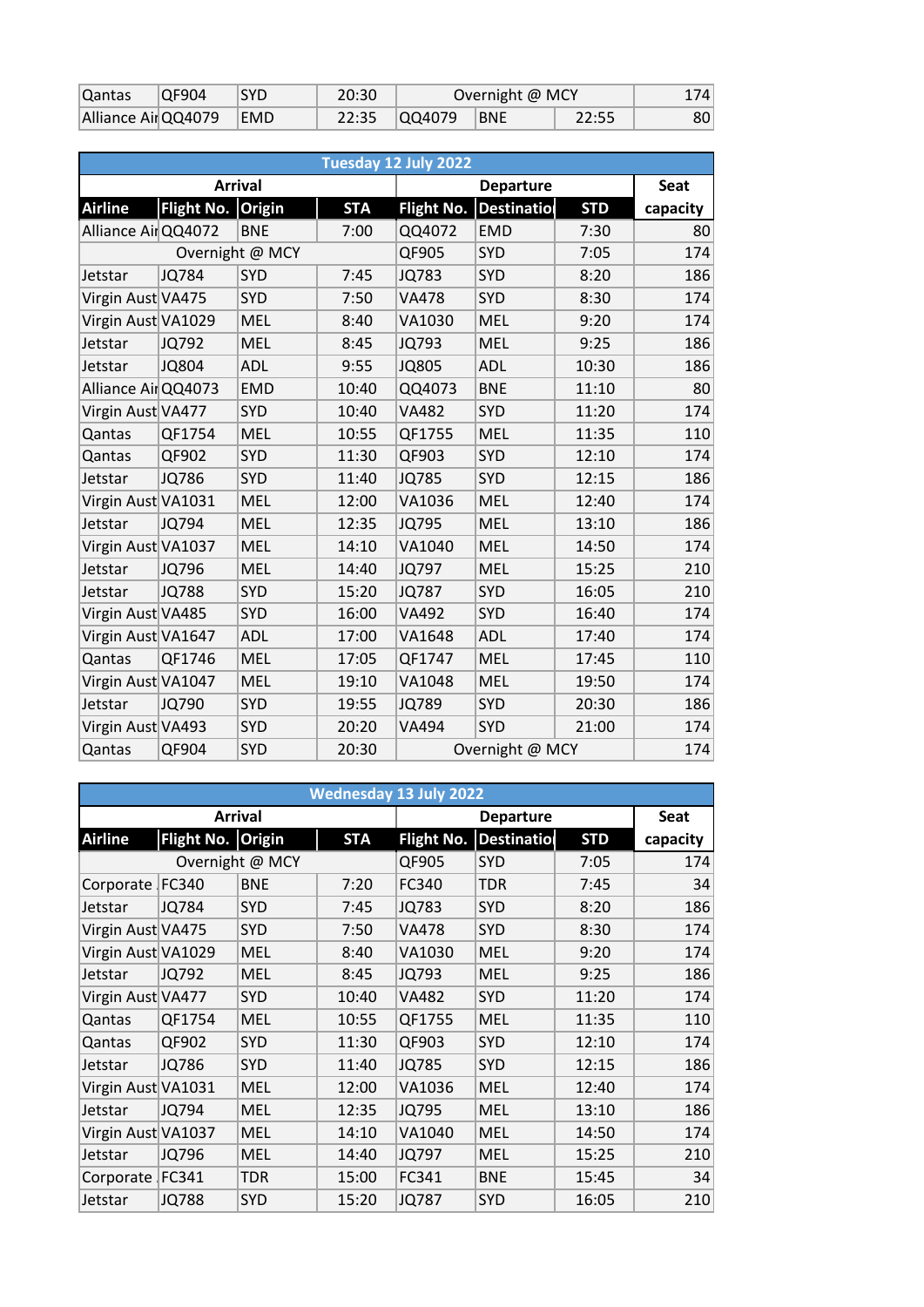| | | | | | | | |
|---|---|---|---|---|---|---|---|
| Qantas | QF904 | SYD | 20:30 | Overnight @ MCY | | | 174 |
| Alliance Air | QQ4079 | EMD | 22:35 | QQ4079 | BNE | 22:55 | 80 |

| Tuesday 12 July 2022 | | | | | | | |
|---|---|---|---|---|---|---|---|
| Arrival | | | | Departure | | | Seat |
| Airline | Flight No. | Origin | STA | Flight No. | Destination | STD | capacity |
| Alliance Air | QQ4072 | BNE | 7:00 | QQ4072 | EMD | 7:30 | 80 |
| Overnight @ MCY | | | | QF905 | SYD | 7:05 | 174 |
| Jetstar | JQ784 | SYD | 7:45 | JQ783 | SYD | 8:20 | 186 |
| Virgin Aust | VA475 | SYD | 7:50 | VA478 | SYD | 8:30 | 174 |
| Virgin Aust | VA1029 | MEL | 8:40 | VA1030 | MEL | 9:20 | 174 |
| Jetstar | JQ792 | MEL | 8:45 | JQ793 | MEL | 9:25 | 186 |
| Jetstar | JQ804 | ADL | 9:55 | JQ805 | ADL | 10:30 | 186 |
| Alliance Air | QQ4073 | EMD | 10:40 | QQ4073 | BNE | 11:10 | 80 |
| Virgin Aust | VA477 | SYD | 10:40 | VA482 | SYD | 11:20 | 174 |
| Qantas | QF1754 | MEL | 10:55 | QF1755 | MEL | 11:35 | 110 |
| Qantas | QF902 | SYD | 11:30 | QF903 | SYD | 12:10 | 174 |
| Jetstar | JQ786 | SYD | 11:40 | JQ785 | SYD | 12:15 | 186 |
| Virgin Aust | VA1031 | MEL | 12:00 | VA1036 | MEL | 12:40 | 174 |
| Jetstar | JQ794 | MEL | 12:35 | JQ795 | MEL | 13:10 | 186 |
| Virgin Aust | VA1037 | MEL | 14:10 | VA1040 | MEL | 14:50 | 174 |
| Jetstar | JQ796 | MEL | 14:40 | JQ797 | MEL | 15:25 | 210 |
| Jetstar | JQ788 | SYD | 15:20 | JQ787 | SYD | 16:05 | 210 |
| Virgin Aust | VA485 | SYD | 16:00 | VA492 | SYD | 16:40 | 174 |
| Virgin Aust | VA1647 | ADL | 17:00 | VA1648 | ADL | 17:40 | 174 |
| Qantas | QF1746 | MEL | 17:05 | QF1747 | MEL | 17:45 | 110 |
| Virgin Aust | VA1047 | MEL | 19:10 | VA1048 | MEL | 19:50 | 174 |
| Jetstar | JQ790 | SYD | 19:55 | JQ789 | SYD | 20:30 | 186 |
| Virgin Aust | VA493 | SYD | 20:20 | VA494 | SYD | 21:00 | 174 |
| Qantas | QF904 | SYD | 20:30 | Overnight @ MCY | | | 174 |

| Wednesday 13 July 2022 | | | | | | | |
|---|---|---|---|---|---|---|---|
| Arrival | | | | Departure | | | Seat |
| Airline | Flight No. | Origin | STA | Flight No. | Destination | STD | capacity |
| Overnight @ MCY | | | | QF905 | SYD | 7:05 | 174 |
| Corporate | FC340 | BNE | 7:20 | FC340 | TDR | 7:45 | 34 |
| Jetstar | JQ784 | SYD | 7:45 | JQ783 | SYD | 8:20 | 186 |
| Virgin Aust | VA475 | SYD | 7:50 | VA478 | SYD | 8:30 | 174 |
| Virgin Aust | VA1029 | MEL | 8:40 | VA1030 | MEL | 9:20 | 174 |
| Jetstar | JQ792 | MEL | 8:45 | JQ793 | MEL | 9:25 | 186 |
| Virgin Aust | VA477 | SYD | 10:40 | VA482 | SYD | 11:20 | 174 |
| Qantas | QF1754 | MEL | 10:55 | QF1755 | MEL | 11:35 | 110 |
| Qantas | QF902 | SYD | 11:30 | QF903 | SYD | 12:10 | 174 |
| Jetstar | JQ786 | SYD | 11:40 | JQ785 | SYD | 12:15 | 186 |
| Virgin Aust | VA1031 | MEL | 12:00 | VA1036 | MEL | 12:40 | 174 |
| Jetstar | JQ794 | MEL | 12:35 | JQ795 | MEL | 13:10 | 186 |
| Virgin Aust | VA1037 | MEL | 14:10 | VA1040 | MEL | 14:50 | 174 |
| Jetstar | JQ796 | MEL | 14:40 | JQ797 | MEL | 15:25 | 210 |
| Corporate | FC341 | TDR | 15:00 | FC341 | BNE | 15:45 | 34 |
| Jetstar | JQ788 | SYD | 15:20 | JQ787 | SYD | 16:05 | 210 |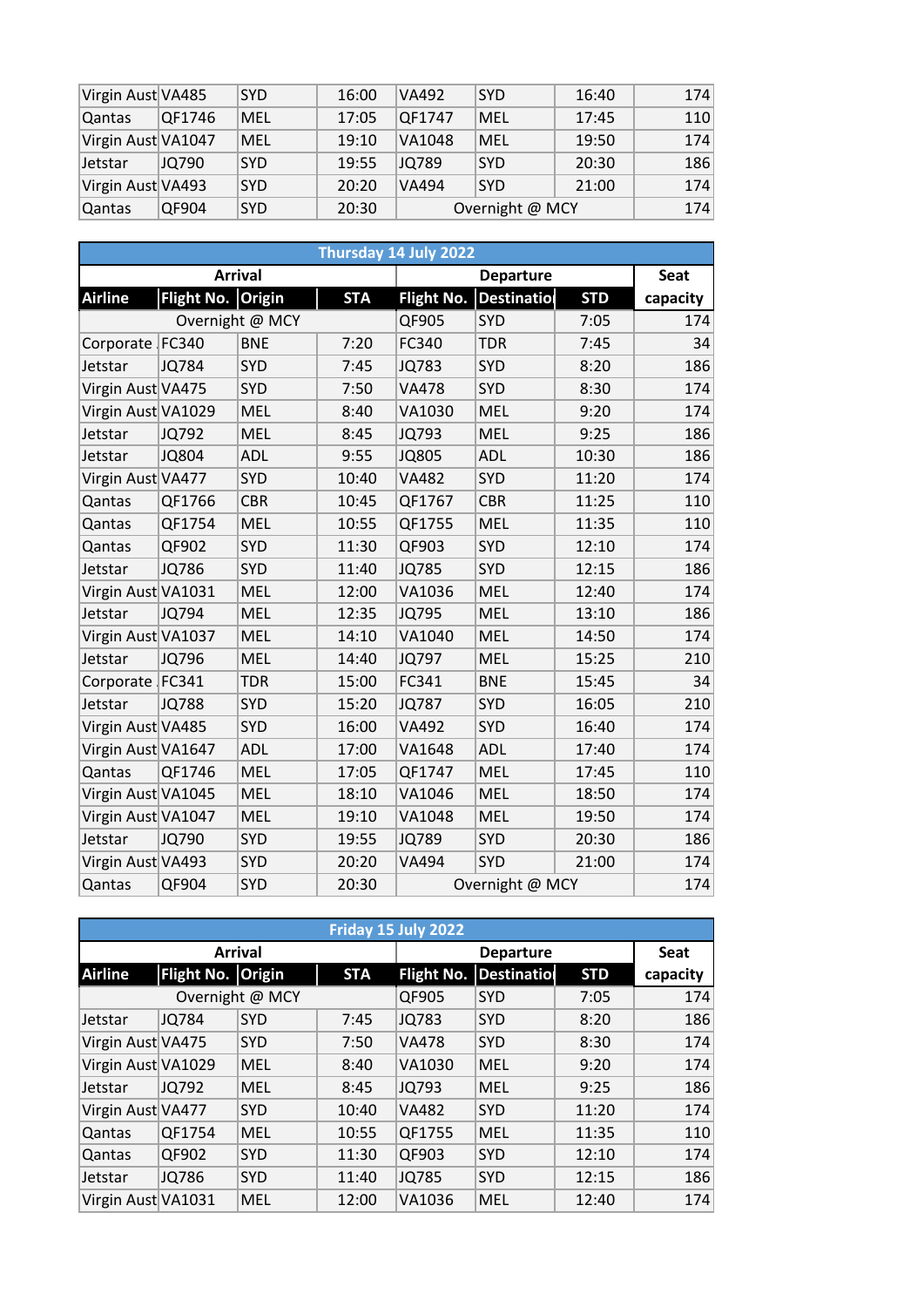| | | | | | | | |
|---|---|---|---|---|---|---|---|
| Virgin Aust | VA485 | SYD | 16:00 | VA492 | SYD | 16:40 | 174 |
| Qantas | QF1746 | MEL | 17:05 | QF1747 | MEL | 17:45 | 110 |
| Virgin Aust | VA1047 | MEL | 19:10 | VA1048 | MEL | 19:50 | 174 |
| Jetstar | JQ790 | SYD | 19:55 | JQ789 | SYD | 20:30 | 186 |
| Virgin Aust | VA493 | SYD | 20:20 | VA494 | SYD | 21:00 | 174 |
| Qantas | QF904 | SYD | 20:30 | Overnight @ MCY | | | 174 |

| Thursday 14 July 2022 | | | | | | | |
|---|---|---|---|---|---|---|---|
| Arrival | | | | Departure | | | Seat capacity |
| Airline | Flight No. | Origin | STA | Flight No. | Destinatio | STD | |
| Overnight @ MCY | | | | QF905 | SYD | 7:05 | 174 |
| Corporate | FC340 | BNE | 7:20 | FC340 | TDR | 7:45 | 34 |
| Jetstar | JQ784 | SYD | 7:45 | JQ783 | SYD | 8:20 | 186 |
| Virgin Aust | VA475 | SYD | 7:50 | VA478 | SYD | 8:30 | 174 |
| Virgin Aust | VA1029 | MEL | 8:40 | VA1030 | MEL | 9:20 | 174 |
| Jetstar | JQ792 | MEL | 8:45 | JQ793 | MEL | 9:25 | 186 |
| Jetstar | JQ804 | ADL | 9:55 | JQ805 | ADL | 10:30 | 186 |
| Virgin Aust | VA477 | SYD | 10:40 | VA482 | SYD | 11:20 | 174 |
| Qantas | QF1766 | CBR | 10:45 | QF1767 | CBR | 11:25 | 110 |
| Qantas | QF1754 | MEL | 10:55 | QF1755 | MEL | 11:35 | 110 |
| Qantas | QF902 | SYD | 11:30 | QF903 | SYD | 12:10 | 174 |
| Jetstar | JQ786 | SYD | 11:40 | JQ785 | SYD | 12:15 | 186 |
| Virgin Aust | VA1031 | MEL | 12:00 | VA1036 | MEL | 12:40 | 174 |
| Jetstar | JQ794 | MEL | 12:35 | JQ795 | MEL | 13:10 | 186 |
| Virgin Aust | VA1037 | MEL | 14:10 | VA1040 | MEL | 14:50 | 174 |
| Jetstar | JQ796 | MEL | 14:40 | JQ797 | MEL | 15:25 | 210 |
| Corporate | FC341 | TDR | 15:00 | FC341 | BNE | 15:45 | 34 |
| Jetstar | JQ788 | SYD | 15:20 | JQ787 | SYD | 16:05 | 210 |
| Virgin Aust | VA485 | SYD | 16:00 | VA492 | SYD | 16:40 | 174 |
| Virgin Aust | VA1647 | ADL | 17:00 | VA1648 | ADL | 17:40 | 174 |
| Qantas | QF1746 | MEL | 17:05 | QF1747 | MEL | 17:45 | 110 |
| Virgin Aust | VA1045 | MEL | 18:10 | VA1046 | MEL | 18:50 | 174 |
| Virgin Aust | VA1047 | MEL | 19:10 | VA1048 | MEL | 19:50 | 174 |
| Jetstar | JQ790 | SYD | 19:55 | JQ789 | SYD | 20:30 | 186 |
| Virgin Aust | VA493 | SYD | 20:20 | VA494 | SYD | 21:00 | 174 |
| Qantas | QF904 | SYD | 20:30 | Overnight @ MCY | | | 174 |

| Friday 15 July 2022 | | | | | | | |
|---|---|---|---|---|---|---|---|
| Arrival | | | | Departure | | | Seat capacity |
| Airline | Flight No. | Origin | STA | Flight No. | Destinatio | STD | |
| Overnight @ MCY | | | | QF905 | SYD | 7:05 | 174 |
| Jetstar | JQ784 | SYD | 7:45 | JQ783 | SYD | 8:20 | 186 |
| Virgin Aust | VA475 | SYD | 7:50 | VA478 | SYD | 8:30 | 174 |
| Virgin Aust | VA1029 | MEL | 8:40 | VA1030 | MEL | 9:20 | 174 |
| Jetstar | JQ792 | MEL | 8:45 | JQ793 | MEL | 9:25 | 186 |
| Virgin Aust | VA477 | SYD | 10:40 | VA482 | SYD | 11:20 | 174 |
| Qantas | QF1754 | MEL | 10:55 | QF1755 | MEL | 11:35 | 110 |
| Qantas | QF902 | SYD | 11:30 | QF903 | SYD | 12:10 | 174 |
| Jetstar | JQ786 | SYD | 11:40 | JQ785 | SYD | 12:15 | 186 |
| Virgin Aust | VA1031 | MEL | 12:00 | VA1036 | MEL | 12:40 | 174 |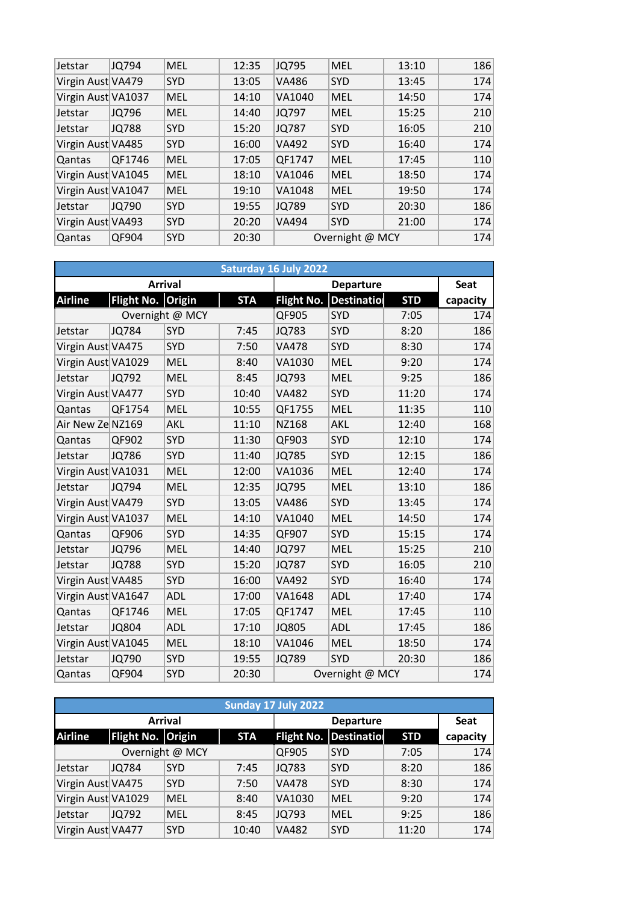| | | | | | | | |
|---|---|---|---|---|---|---|---|
| Jetstar | JQ794 | MEL | 12:35 | JQ795 | MEL | 13:10 | 186 |
| Virgin Aust | VA479 | SYD | 13:05 | VA486 | SYD | 13:45 | 174 |
| Virgin Aust | VA1037 | MEL | 14:10 | VA1040 | MEL | 14:50 | 174 |
| Jetstar | JQ796 | MEL | 14:40 | JQ797 | MEL | 15:25 | 210 |
| Jetstar | JQ788 | SYD | 15:20 | JQ787 | SYD | 16:05 | 210 |
| Virgin Aust | VA485 | SYD | 16:00 | VA492 | SYD | 16:40 | 174 |
| Qantas | QF1746 | MEL | 17:05 | QF1747 | MEL | 17:45 | 110 |
| Virgin Aust | VA1045 | MEL | 18:10 | VA1046 | MEL | 18:50 | 174 |
| Virgin Aust | VA1047 | MEL | 19:10 | VA1048 | MEL | 19:50 | 174 |
| Jetstar | JQ790 | SYD | 19:55 | JQ789 | SYD | 20:30 | 186 |
| Virgin Aust | VA493 | SYD | 20:20 | VA494 | SYD | 21:00 | 174 |
| Qantas | QF904 | SYD | 20:30 | Overnight @ MCY | | | 174 |

| Saturday 16 July 2022 | | | | | | | |
|---|---|---|---|---|---|---|---|
| Arrival | | | | Departure | | | Seat |
| Airline | Flight No. | Origin | STA | Flight No. | Destination | STD | capacity |
| Overnight @ MCY | | | | QF905 | SYD | 7:05 | 174 |
| Jetstar | JQ784 | SYD | 7:45 | JQ783 | SYD | 8:20 | 186 |
| Virgin Aust | VA475 | SYD | 7:50 | VA478 | SYD | 8:30 | 174 |
| Virgin Aust | VA1029 | MEL | 8:40 | VA1030 | MEL | 9:20 | 174 |
| Jetstar | JQ792 | MEL | 8:45 | JQ793 | MEL | 9:25 | 186 |
| Virgin Aust | VA477 | SYD | 10:40 | VA482 | SYD | 11:20 | 174 |
| Qantas | QF1754 | MEL | 10:55 | QF1755 | MEL | 11:35 | 110 |
| Air New Ze | NZ169 | AKL | 11:10 | NZ168 | AKL | 12:40 | 168 |
| Qantas | QF902 | SYD | 11:30 | QF903 | SYD | 12:10 | 174 |
| Jetstar | JQ786 | SYD | 11:40 | JQ785 | SYD | 12:15 | 186 |
| Virgin Aust | VA1031 | MEL | 12:00 | VA1036 | MEL | 12:40 | 174 |
| Jetstar | JQ794 | MEL | 12:35 | JQ795 | MEL | 13:10 | 186 |
| Virgin Aust | VA479 | SYD | 13:05 | VA486 | SYD | 13:45 | 174 |
| Virgin Aust | VA1037 | MEL | 14:10 | VA1040 | MEL | 14:50 | 174 |
| Qantas | QF906 | SYD | 14:35 | QF907 | SYD | 15:15 | 174 |
| Jetstar | JQ796 | MEL | 14:40 | JQ797 | MEL | 15:25 | 210 |
| Jetstar | JQ788 | SYD | 15:20 | JQ787 | SYD | 16:05 | 210 |
| Virgin Aust | VA485 | SYD | 16:00 | VA492 | SYD | 16:40 | 174 |
| Virgin Aust | VA1647 | ADL | 17:00 | VA1648 | ADL | 17:40 | 174 |
| Qantas | QF1746 | MEL | 17:05 | QF1747 | MEL | 17:45 | 110 |
| Jetstar | JQ804 | ADL | 17:10 | JQ805 | ADL | 17:45 | 186 |
| Virgin Aust | VA1045 | MEL | 18:10 | VA1046 | MEL | 18:50 | 174 |
| Jetstar | JQ790 | SYD | 19:55 | JQ789 | SYD | 20:30 | 186 |
| Qantas | QF904 | SYD | 20:30 | Overnight @ MCY | | | 174 |

| Sunday 17 July 2022 | | | | | | | |
|---|---|---|---|---|---|---|---|
| Arrival | | | | Departure | | | Seat |
| Airline | Flight No. | Origin | STA | Flight No. | Destination | STD | capacity |
| Overnight @ MCY | | | | QF905 | SYD | 7:05 | 174 |
| Jetstar | JQ784 | SYD | 7:45 | JQ783 | SYD | 8:20 | 186 |
| Virgin Aust | VA475 | SYD | 7:50 | VA478 | SYD | 8:30 | 174 |
| Virgin Aust | VA1029 | MEL | 8:40 | VA1030 | MEL | 9:20 | 174 |
| Jetstar | JQ792 | MEL | 8:45 | JQ793 | MEL | 9:25 | 186 |
| Virgin Aust | VA477 | SYD | 10:40 | VA482 | SYD | 11:20 | 174 |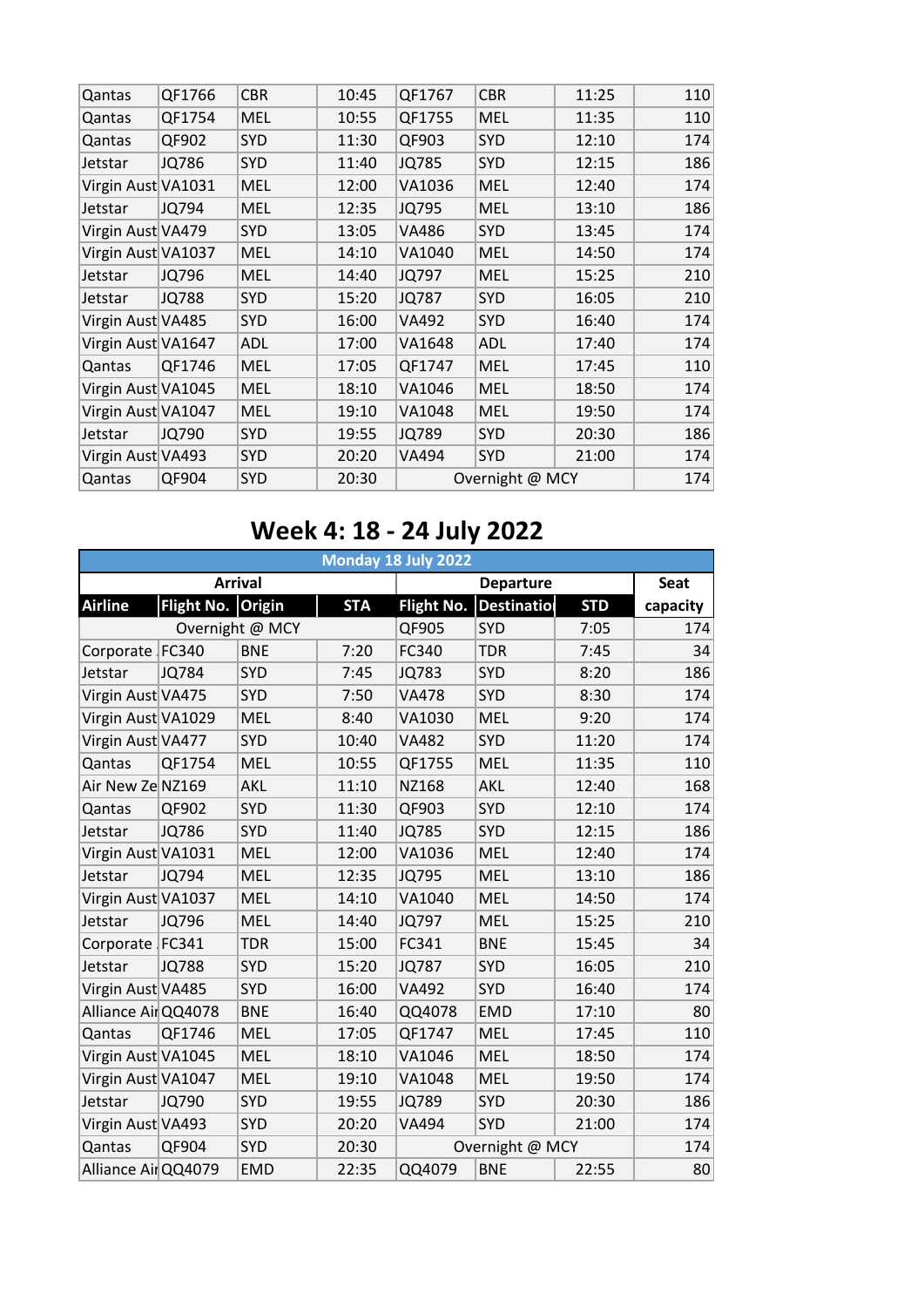| | | | | | | | |
|---|---|---|---|---|---|---|---|
| Qantas | QF1766 | CBR | 10:45 | QF1767 | CBR | 11:25 | 110 |
| Qantas | QF1754 | MEL | 10:55 | QF1755 | MEL | 11:35 | 110 |
| Qantas | QF902 | SYD | 11:30 | QF903 | SYD | 12:10 | 174 |
| Jetstar | JQ786 | SYD | 11:40 | JQ785 | SYD | 12:15 | 186 |
| Virgin Aust | VA1031 | MEL | 12:00 | VA1036 | MEL | 12:40 | 174 |
| Jetstar | JQ794 | MEL | 12:35 | JQ795 | MEL | 13:10 | 186 |
| Virgin Aust | VA479 | SYD | 13:05 | VA486 | SYD | 13:45 | 174 |
| Virgin Aust | VA1037 | MEL | 14:10 | VA1040 | MEL | 14:50 | 174 |
| Jetstar | JQ796 | MEL | 14:40 | JQ797 | MEL | 15:25 | 210 |
| Jetstar | JQ788 | SYD | 15:20 | JQ787 | SYD | 16:05 | 210 |
| Virgin Aust | VA485 | SYD | 16:00 | VA492 | SYD | 16:40 | 174 |
| Virgin Aust | VA1647 | ADL | 17:00 | VA1648 | ADL | 17:40 | 174 |
| Qantas | QF1746 | MEL | 17:05 | QF1747 | MEL | 17:45 | 110 |
| Virgin Aust | VA1045 | MEL | 18:10 | VA1046 | MEL | 18:50 | 174 |
| Virgin Aust | VA1047 | MEL | 19:10 | VA1048 | MEL | 19:50 | 174 |
| Jetstar | JQ790 | SYD | 19:55 | JQ789 | SYD | 20:30 | 186 |
| Virgin Aust | VA493 | SYD | 20:20 | VA494 | SYD | 21:00 | 174 |
| Qantas | QF904 | SYD | 20:30 | Overnight @ MCY | | | 174 |

# Week 4: 18 - 24 July 2022

| Monday 18 July 2022 | | | | | | | |
|---|---|---|---|---|---|---|---|
| Arrival | | | | Departure | | | Seat |
| Airline | Flight No. | Origin | STA | Flight No. | Destinatio | STD | capacity |
| Overnight @ MCY | | | | QF905 | SYD | 7:05 | 174 |
| Corporate | FC340 | BNE | 7:20 | FC340 | TDR | 7:45 | 34 |
| Jetstar | JQ784 | SYD | 7:45 | JQ783 | SYD | 8:20 | 186 |
| Virgin Aust | VA475 | SYD | 7:50 | VA478 | SYD | 8:30 | 174 |
| Virgin Aust | VA1029 | MEL | 8:40 | VA1030 | MEL | 9:20 | 174 |
| Virgin Aust | VA477 | SYD | 10:40 | VA482 | SYD | 11:20 | 174 |
| Qantas | QF1754 | MEL | 10:55 | QF1755 | MEL | 11:35 | 110 |
| Air New Ze | NZ169 | AKL | 11:10 | NZ168 | AKL | 12:40 | 168 |
| Qantas | QF902 | SYD | 11:30 | QF903 | SYD | 12:10 | 174 |
| Jetstar | JQ786 | SYD | 11:40 | JQ785 | SYD | 12:15 | 186 |
| Virgin Aust | VA1031 | MEL | 12:00 | VA1036 | MEL | 12:40 | 174 |
| Jetstar | JQ794 | MEL | 12:35 | JQ795 | MEL | 13:10 | 186 |
| Virgin Aust | VA1037 | MEL | 14:10 | VA1040 | MEL | 14:50 | 174 |
| Jetstar | JQ796 | MEL | 14:40 | JQ797 | MEL | 15:25 | 210 |
| Corporate | FC341 | TDR | 15:00 | FC341 | BNE | 15:45 | 34 |
| Jetstar | JQ788 | SYD | 15:20 | JQ787 | SYD | 16:05 | 210 |
| Virgin Aust | VA485 | SYD | 16:00 | VA492 | SYD | 16:40 | 174 |
| Alliance Air | QQ4078 | BNE | 16:40 | QQ4078 | EMD | 17:10 | 80 |
| Qantas | QF1746 | MEL | 17:05 | QF1747 | MEL | 17:45 | 110 |
| Virgin Aust | VA1045 | MEL | 18:10 | VA1046 | MEL | 18:50 | 174 |
| Virgin Aust | VA1047 | MEL | 19:10 | VA1048 | MEL | 19:50 | 174 |
| Jetstar | JQ790 | SYD | 19:55 | JQ789 | SYD | 20:30 | 186 |
| Virgin Aust | VA493 | SYD | 20:20 | VA494 | SYD | 21:00 | 174 |
| Qantas | QF904 | SYD | 20:30 | Overnight @ MCY | | | 174 |
| Alliance Air | QQ4079 | EMD | 22:35 | QQ4079 | BNE | 22:55 | 80 |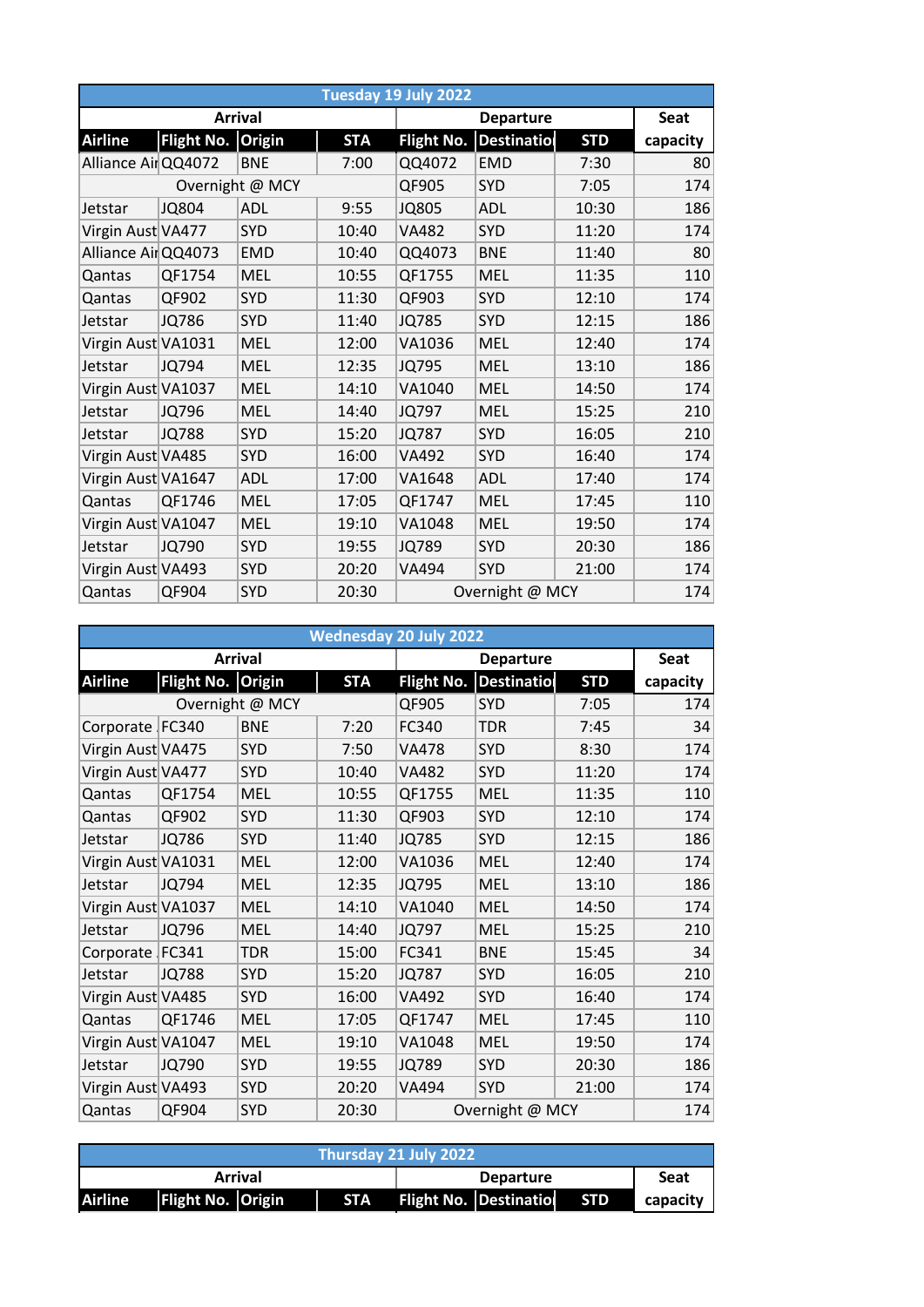| Tuesday 19 July 2022 | | | | | | | |
|---|---|---|---|---|---|---|---|
| Arrival | | | | Departure | | | Seat |
| Airline | Flight No. | Origin | STA | Flight No. | Destinatio | STD | capacity |
| Alliance Air | QQ4072 | BNE | 7:00 | QQ4072 | EMD | 7:30 | 80 |
| Overnight @ MCY | | | | QF905 | SYD | 7:05 | 174 |
| Jetstar | JQ804 | ADL | 9:55 | JQ805 | ADL | 10:30 | 186 |
| Virgin Aust | VA477 | SYD | 10:40 | VA482 | SYD | 11:20 | 174 |
| Alliance Air | QQ4073 | EMD | 10:40 | QQ4073 | BNE | 11:40 | 80 |
| Qantas | QF1754 | MEL | 10:55 | QF1755 | MEL | 11:35 | 110 |
| Qantas | QF902 | SYD | 11:30 | QF903 | SYD | 12:10 | 174 |
| Jetstar | JQ786 | SYD | 11:40 | JQ785 | SYD | 12:15 | 186 |
| Virgin Aust | VA1031 | MEL | 12:00 | VA1036 | MEL | 12:40 | 174 |
| Jetstar | JQ794 | MEL | 12:35 | JQ795 | MEL | 13:10 | 186 |
| Virgin Aust | VA1037 | MEL | 14:10 | VA1040 | MEL | 14:50 | 174 |
| Jetstar | JQ796 | MEL | 14:40 | JQ797 | MEL | 15:25 | 210 |
| Jetstar | JQ788 | SYD | 15:20 | JQ787 | SYD | 16:05 | 210 |
| Virgin Aust | VA485 | SYD | 16:00 | VA492 | SYD | 16:40 | 174 |
| Virgin Aust | VA1647 | ADL | 17:00 | VA1648 | ADL | 17:40 | 174 |
| Qantas | QF1746 | MEL | 17:05 | QF1747 | MEL | 17:45 | 110 |
| Virgin Aust | VA1047 | MEL | 19:10 | VA1048 | MEL | 19:50 | 174 |
| Jetstar | JQ790 | SYD | 19:55 | JQ789 | SYD | 20:30 | 186 |
| Virgin Aust | VA493 | SYD | 20:20 | VA494 | SYD | 21:00 | 174 |
| Qantas | QF904 | SYD | 20:30 | Overnight @ MCY | | | 174 |

| Wednesday 20 July 2022 | | | | | | | |
|---|---|---|---|---|---|---|---|
| Arrival | | | | Departure | | | Seat |
| Airline | Flight No. | Origin | STA | Flight No. | Destinatio | STD | capacity |
| Overnight @ MCY | | | | QF905 | SYD | 7:05 | 174 |
| Corporate | FC340 | BNE | 7:20 | FC340 | TDR | 7:45 | 34 |
| Virgin Aust | VA475 | SYD | 7:50 | VA478 | SYD | 8:30 | 174 |
| Virgin Aust | VA477 | SYD | 10:40 | VA482 | SYD | 11:20 | 174 |
| Qantas | QF1754 | MEL | 10:55 | QF1755 | MEL | 11:35 | 110 |
| Qantas | QF902 | SYD | 11:30 | QF903 | SYD | 12:10 | 174 |
| Jetstar | JQ786 | SYD | 11:40 | JQ785 | SYD | 12:15 | 186 |
| Virgin Aust | VA1031 | MEL | 12:00 | VA1036 | MEL | 12:40 | 174 |
| Jetstar | JQ794 | MEL | 12:35 | JQ795 | MEL | 13:10 | 186 |
| Virgin Aust | VA1037 | MEL | 14:10 | VA1040 | MEL | 14:50 | 174 |
| Jetstar | JQ796 | MEL | 14:40 | JQ797 | MEL | 15:25 | 210 |
| Corporate | FC341 | TDR | 15:00 | FC341 | BNE | 15:45 | 34 |
| Jetstar | JQ788 | SYD | 15:20 | JQ787 | SYD | 16:05 | 210 |
| Virgin Aust | VA485 | SYD | 16:00 | VA492 | SYD | 16:40 | 174 |
| Qantas | QF1746 | MEL | 17:05 | QF1747 | MEL | 17:45 | 110 |
| Virgin Aust | VA1047 | MEL | 19:10 | VA1048 | MEL | 19:50 | 174 |
| Jetstar | JQ790 | SYD | 19:55 | JQ789 | SYD | 20:30 | 186 |
| Virgin Aust | VA493 | SYD | 20:20 | VA494 | SYD | 21:00 | 174 |
| Qantas | QF904 | SYD | 20:30 | Overnight @ MCY | | | 174 |

| Thursday 21 July 2022 | | | | | | | |
|---|---|---|---|---|---|---|---|
| Arrival | | | | Departure | | | Seat |
| Airline | Flight No. | Origin | STA | Flight No. | Destinatio | STD | capacity |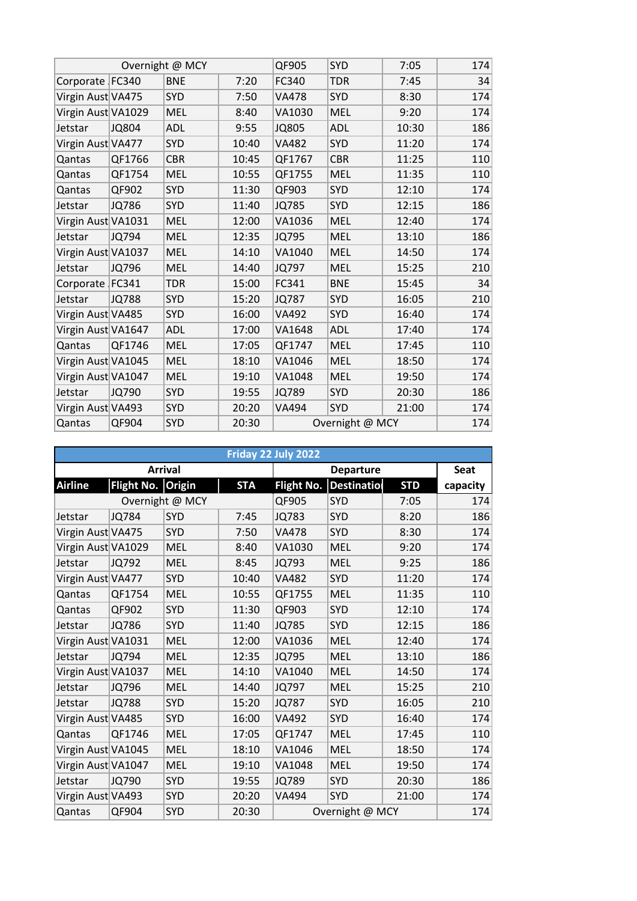| Airline | Flight No. | Origin | STA | Flight No. | Destination | STD | Seat capacity |
|---|---|---|---|---|---|---|---|
| Overnight @ MCY | | | | QF905 | SYD | 7:05 | 174 |
| Corporate | FC340 | BNE | 7:20 | FC340 | TDR | 7:45 | 34 |
| Virgin Aust | VA475 | SYD | 7:50 | VA478 | SYD | 8:30 | 174 |
| Virgin Aust | VA1029 | MEL | 8:40 | VA1030 | MEL | 9:20 | 174 |
| Jetstar | JQ804 | ADL | 9:55 | JQ805 | ADL | 10:30 | 186 |
| Virgin Aust | VA477 | SYD | 10:40 | VA482 | SYD | 11:20 | 174 |
| Qantas | QF1766 | CBR | 10:45 | QF1767 | CBR | 11:25 | 110 |
| Qantas | QF1754 | MEL | 10:55 | QF1755 | MEL | 11:35 | 110 |
| Qantas | QF902 | SYD | 11:30 | QF903 | SYD | 12:10 | 174 |
| Jetstar | JQ786 | SYD | 11:40 | JQ785 | SYD | 12:15 | 186 |
| Virgin Aust | VA1031 | MEL | 12:00 | VA1036 | MEL | 12:40 | 174 |
| Jetstar | JQ794 | MEL | 12:35 | JQ795 | MEL | 13:10 | 186 |
| Virgin Aust | VA1037 | MEL | 14:10 | VA1040 | MEL | 14:50 | 174 |
| Jetstar | JQ796 | MEL | 14:40 | JQ797 | MEL | 15:25 | 210 |
| Corporate | FC341 | TDR | 15:00 | FC341 | BNE | 15:45 | 34 |
| Jetstar | JQ788 | SYD | 15:20 | JQ787 | SYD | 16:05 | 210 |
| Virgin Aust | VA485 | SYD | 16:00 | VA492 | SYD | 16:40 | 174 |
| Virgin Aust | VA1647 | ADL | 17:00 | VA1648 | ADL | 17:40 | 174 |
| Qantas | QF1746 | MEL | 17:05 | QF1747 | MEL | 17:45 | 110 |
| Virgin Aust | VA1045 | MEL | 18:10 | VA1046 | MEL | 18:50 | 174 |
| Virgin Aust | VA1047 | MEL | 19:10 | VA1048 | MEL | 19:50 | 174 |
| Jetstar | JQ790 | SYD | 19:55 | JQ789 | SYD | 20:30 | 186 |
| Virgin Aust | VA493 | SYD | 20:20 | VA494 | SYD | 21:00 | 174 |
| Qantas | QF904 | SYD | 20:30 | Overnight @ MCY | | | 174 |

**Friday 22 July 2022**

| Arrival | | | | Departure | | | Seat |
|---|---|---|---|---|---|---|---|
| Airline | Flight No. | Origin | STA | Flight No. | Destination | STD | capacity |
| Overnight @ MCY | | | | QF905 | SYD | 7:05 | 174 |
| Jetstar | JQ784 | SYD | 7:45 | JQ783 | SYD | 8:20 | 186 |
| Virgin Aust | VA475 | SYD | 7:50 | VA478 | SYD | 8:30 | 174 |
| Virgin Aust | VA1029 | MEL | 8:40 | VA1030 | MEL | 9:20 | 174 |
| Jetstar | JQ792 | MEL | 8:45 | JQ793 | MEL | 9:25 | 186 |
| Virgin Aust | VA477 | SYD | 10:40 | VA482 | SYD | 11:20 | 174 |
| Qantas | QF1754 | MEL | 10:55 | QF1755 | MEL | 11:35 | 110 |
| Qantas | QF902 | SYD | 11:30 | QF903 | SYD | 12:10 | 174 |
| Jetstar | JQ786 | SYD | 11:40 | JQ785 | SYD | 12:15 | 186 |
| Virgin Aust | VA1031 | MEL | 12:00 | VA1036 | MEL | 12:40 | 174 |
| Jetstar | JQ794 | MEL | 12:35 | JQ795 | MEL | 13:10 | 186 |
| Virgin Aust | VA1037 | MEL | 14:10 | VA1040 | MEL | 14:50 | 174 |
| Jetstar | JQ796 | MEL | 14:40 | JQ797 | MEL | 15:25 | 210 |
| Jetstar | JQ788 | SYD | 15:20 | JQ787 | SYD | 16:05 | 210 |
| Virgin Aust | VA485 | SYD | 16:00 | VA492 | SYD | 16:40 | 174 |
| Qantas | QF1746 | MEL | 17:05 | QF1747 | MEL | 17:45 | 110 |
| Virgin Aust | VA1045 | MEL | 18:10 | VA1046 | MEL | 18:50 | 174 |
| Virgin Aust | VA1047 | MEL | 19:10 | VA1048 | MEL | 19:50 | 174 |
| Jetstar | JQ790 | SYD | 19:55 | JQ789 | SYD | 20:30 | 186 |
| Virgin Aust | VA493 | SYD | 20:20 | VA494 | SYD | 21:00 | 174 |
| Qantas | QF904 | SYD | 20:30 | Overnight @ MCY | | | 174 |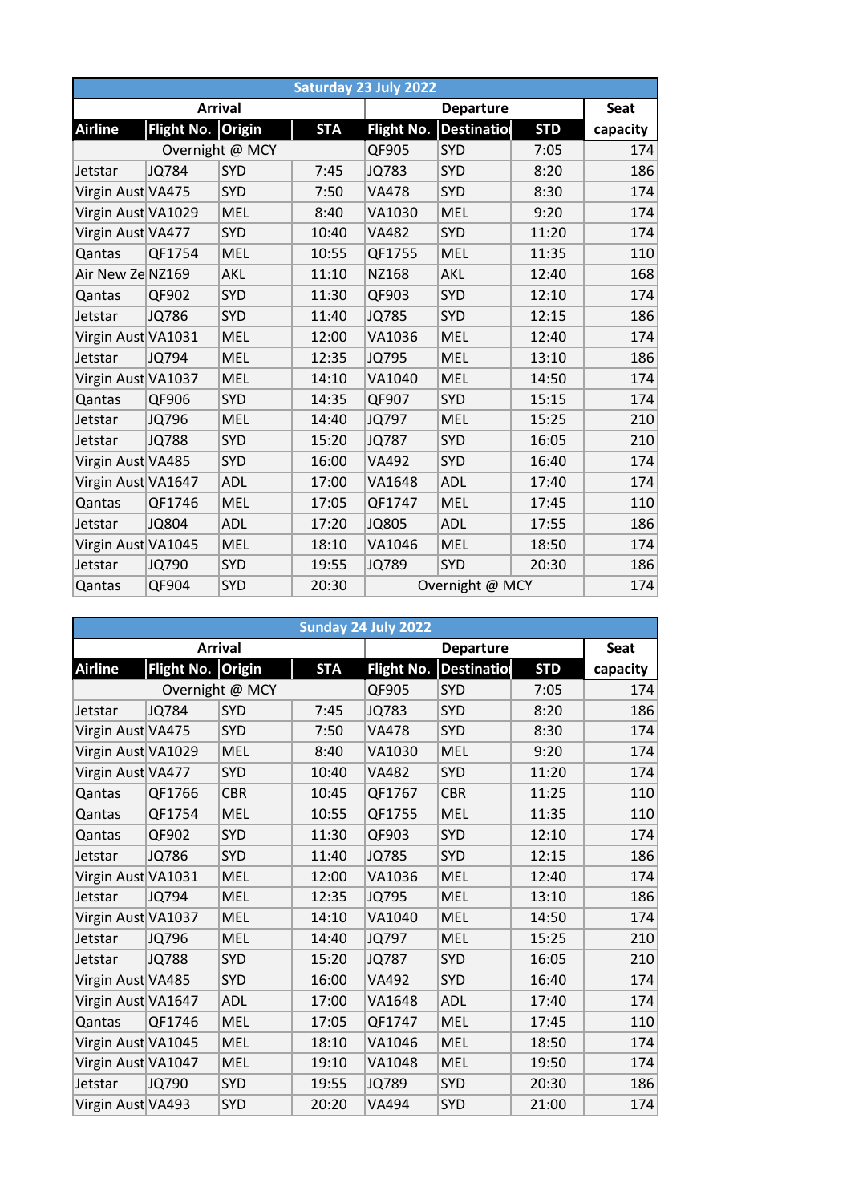| Saturday 23 July 2022 | | | | | | | |
|---|---|---|---|---|---|---|---|
| Arrival | | | | Departure | | | Seat |
| Airline | Flight No. | Origin | STA | Flight No. | Destinatio | STD | capacity |
| Overnight @ MCY | | | | QF905 | SYD | 7:05 | 174 |
| Jetstar | JQ784 | SYD | 7:45 | JQ783 | SYD | 8:20 | 186 |
| Virgin Aust | VA475 | SYD | 7:50 | VA478 | SYD | 8:30 | 174 |
| Virgin Aust | VA1029 | MEL | 8:40 | VA1030 | MEL | 9:20 | 174 |
| Virgin Aust | VA477 | SYD | 10:40 | VA482 | SYD | 11:20 | 174 |
| Qantas | QF1754 | MEL | 10:55 | QF1755 | MEL | 11:35 | 110 |
| Air New Ze | NZ169 | AKL | 11:10 | NZ168 | AKL | 12:40 | 168 |
| Qantas | QF902 | SYD | 11:30 | QF903 | SYD | 12:10 | 174 |
| Jetstar | JQ786 | SYD | 11:40 | JQ785 | SYD | 12:15 | 186 |
| Virgin Aust | VA1031 | MEL | 12:00 | VA1036 | MEL | 12:40 | 174 |
| Jetstar | JQ794 | MEL | 12:35 | JQ795 | MEL | 13:10 | 186 |
| Virgin Aust | VA1037 | MEL | 14:10 | VA1040 | MEL | 14:50 | 174 |
| Qantas | QF906 | SYD | 14:35 | QF907 | SYD | 15:15 | 174 |
| Jetstar | JQ796 | MEL | 14:40 | JQ797 | MEL | 15:25 | 210 |
| Jetstar | JQ788 | SYD | 15:20 | JQ787 | SYD | 16:05 | 210 |
| Virgin Aust | VA485 | SYD | 16:00 | VA492 | SYD | 16:40 | 174 |
| Virgin Aust | VA1647 | ADL | 17:00 | VA1648 | ADL | 17:40 | 174 |
| Qantas | QF1746 | MEL | 17:05 | QF1747 | MEL | 17:45 | 110 |
| Jetstar | JQ804 | ADL | 17:20 | JQ805 | ADL | 17:55 | 186 |
| Virgin Aust | VA1045 | MEL | 18:10 | VA1046 | MEL | 18:50 | 174 |
| Jetstar | JQ790 | SYD | 19:55 | JQ789 | SYD | 20:30 | 186 |
| Qantas | QF904 | SYD | 20:30 | Overnight @ MCY | | | 174 |

| Sunday 24 July 2022 | | | | | | | |
|---|---|---|---|---|---|---|---|
| Arrival | | | | Departure | | | Seat |
| Airline | Flight No. | Origin | STA | Flight No. | Destinatio | STD | capacity |
| Overnight @ MCY | | | | QF905 | SYD | 7:05 | 174 |
| Jetstar | JQ784 | SYD | 7:45 | JQ783 | SYD | 8:20 | 186 |
| Virgin Aust | VA475 | SYD | 7:50 | VA478 | SYD | 8:30 | 174 |
| Virgin Aust | VA1029 | MEL | 8:40 | VA1030 | MEL | 9:20 | 174 |
| Virgin Aust | VA477 | SYD | 10:40 | VA482 | SYD | 11:20 | 174 |
| Qantas | QF1766 | CBR | 10:45 | QF1767 | CBR | 11:25 | 110 |
| Qantas | QF1754 | MEL | 10:55 | QF1755 | MEL | 11:35 | 110 |
| Qantas | QF902 | SYD | 11:30 | QF903 | SYD | 12:10 | 174 |
| Jetstar | JQ786 | SYD | 11:40 | JQ785 | SYD | 12:15 | 186 |
| Virgin Aust | VA1031 | MEL | 12:00 | VA1036 | MEL | 12:40 | 174 |
| Jetstar | JQ794 | MEL | 12:35 | JQ795 | MEL | 13:10 | 186 |
| Virgin Aust | VA1037 | MEL | 14:10 | VA1040 | MEL | 14:50 | 174 |
| Jetstar | JQ796 | MEL | 14:40 | JQ797 | MEL | 15:25 | 210 |
| Jetstar | JQ788 | SYD | 15:20 | JQ787 | SYD | 16:05 | 210 |
| Virgin Aust | VA485 | SYD | 16:00 | VA492 | SYD | 16:40 | 174 |
| Virgin Aust | VA1647 | ADL | 17:00 | VA1648 | ADL | 17:40 | 174 |
| Qantas | QF1746 | MEL | 17:05 | QF1747 | MEL | 17:45 | 110 |
| Virgin Aust | VA1045 | MEL | 18:10 | VA1046 | MEL | 18:50 | 174 |
| Virgin Aust | VA1047 | MEL | 19:10 | VA1048 | MEL | 19:50 | 174 |
| Jetstar | JQ790 | SYD | 19:55 | JQ789 | SYD | 20:30 | 186 |
| Virgin Aust | VA493 | SYD | 20:20 | VA494 | SYD | 21:00 | 174 |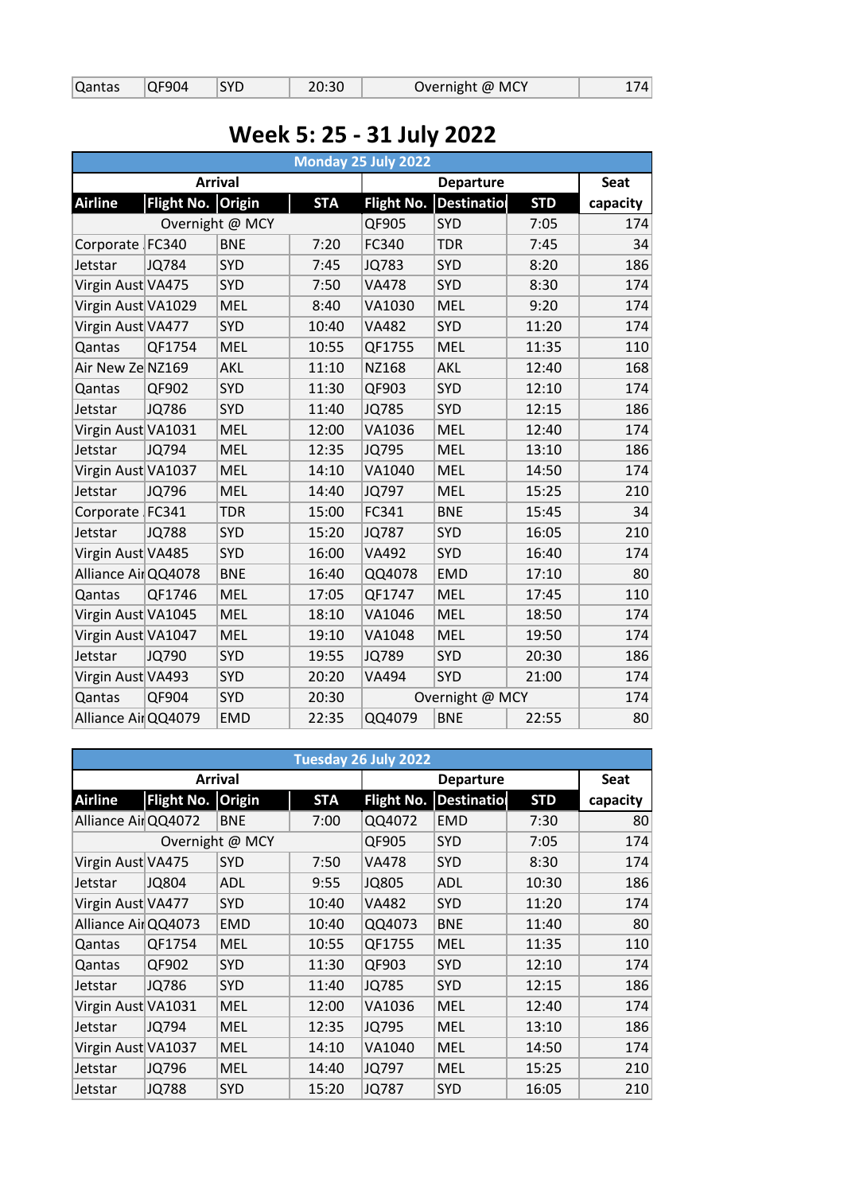| Qantas | QF904 | SYD | 20:30 | Overnight @ MCY | | | 174 |
|---|---|---|---|---|---|---|---|

# Week 5: 25 - 31 July 2022

| Monday 25 July 2022 | | | | | | | |
|---|---|---|---|---|---|---|---|
| Arrival | | | | Departure | | | Seat |
| Airline | Flight No. | Origin | STA | Flight No. | Destinatio | STD | capacity |
| Overnight @ MCY | | | | QF905 | SYD | 7:05 | 174 |
| Corporate | FC340 | BNE | 7:20 | FC340 | TDR | 7:45 | 34 |
| Jetstar | JQ784 | SYD | 7:45 | JQ783 | SYD | 8:20 | 186 |
| Virgin Aust | VA475 | SYD | 7:50 | VA478 | SYD | 8:30 | 174 |
| Virgin Aust | VA1029 | MEL | 8:40 | VA1030 | MEL | 9:20 | 174 |
| Virgin Aust | VA477 | SYD | 10:40 | VA482 | SYD | 11:20 | 174 |
| Qantas | QF1754 | MEL | 10:55 | QF1755 | MEL | 11:35 | 110 |
| Air New Ze | NZ169 | AKL | 11:10 | NZ168 | AKL | 12:40 | 168 |
| Qantas | QF902 | SYD | 11:30 | QF903 | SYD | 12:10 | 174 |
| Jetstar | JQ786 | SYD | 11:40 | JQ785 | SYD | 12:15 | 186 |
| Virgin Aust | VA1031 | MEL | 12:00 | VA1036 | MEL | 12:40 | 174 |
| Jetstar | JQ794 | MEL | 12:35 | JQ795 | MEL | 13:10 | 186 |
| Virgin Aust | VA1037 | MEL | 14:10 | VA1040 | MEL | 14:50 | 174 |
| Jetstar | JQ796 | MEL | 14:40 | JQ797 | MEL | 15:25 | 210 |
| Corporate | FC341 | TDR | 15:00 | FC341 | BNE | 15:45 | 34 |
| Jetstar | JQ788 | SYD | 15:20 | JQ787 | SYD | 16:05 | 210 |
| Virgin Aust | VA485 | SYD | 16:00 | VA492 | SYD | 16:40 | 174 |
| Alliance Air | QQ4078 | BNE | 16:40 | QQ4078 | EMD | 17:10 | 80 |
| Qantas | QF1746 | MEL | 17:05 | QF1747 | MEL | 17:45 | 110 |
| Virgin Aust | VA1045 | MEL | 18:10 | VA1046 | MEL | 18:50 | 174 |
| Virgin Aust | VA1047 | MEL | 19:10 | VA1048 | MEL | 19:50 | 174 |
| Jetstar | JQ790 | SYD | 19:55 | JQ789 | SYD | 20:30 | 186 |
| Virgin Aust | VA493 | SYD | 20:20 | VA494 | SYD | 21:00 | 174 |
| Qantas | QF904 | SYD | 20:30 | Overnight @ MCY | | | 174 |
| Alliance Air | QQ4079 | EMD | 22:35 | QQ4079 | BNE | 22:55 | 80 |

| Tuesday 26 July 2022 | | | | | | | |
|---|---|---|---|---|---|---|---|
| Arrival | | | | Departure | | | Seat |
| Airline | Flight No. | Origin | STA | Flight No. | Destinatio | STD | capacity |
| Alliance Air | QQ4072 | BNE | 7:00 | QQ4072 | EMD | 7:30 | 80 |
| Overnight @ MCY | | | | QF905 | SYD | 7:05 | 174 |
| Virgin Aust | VA475 | SYD | 7:50 | VA478 | SYD | 8:30 | 174 |
| Jetstar | JQ804 | ADL | 9:55 | JQ805 | ADL | 10:30 | 186 |
| Virgin Aust | VA477 | SYD | 10:40 | VA482 | SYD | 11:20 | 174 |
| Alliance Air | QQ4073 | EMD | 10:40 | QQ4073 | BNE | 11:40 | 80 |
| Qantas | QF1754 | MEL | 10:55 | QF1755 | MEL | 11:35 | 110 |
| Qantas | QF902 | SYD | 11:30 | QF903 | SYD | 12:10 | 174 |
| Jetstar | JQ786 | SYD | 11:40 | JQ785 | SYD | 12:15 | 186 |
| Virgin Aust | VA1031 | MEL | 12:00 | VA1036 | MEL | 12:40 | 174 |
| Jetstar | JQ794 | MEL | 12:35 | JQ795 | MEL | 13:10 | 186 |
| Virgin Aust | VA1037 | MEL | 14:10 | VA1040 | MEL | 14:50 | 174 |
| Jetstar | JQ796 | MEL | 14:40 | JQ797 | MEL | 15:25 | 210 |
| Jetstar | JQ788 | SYD | 15:20 | JQ787 | SYD | 16:05 | 210 |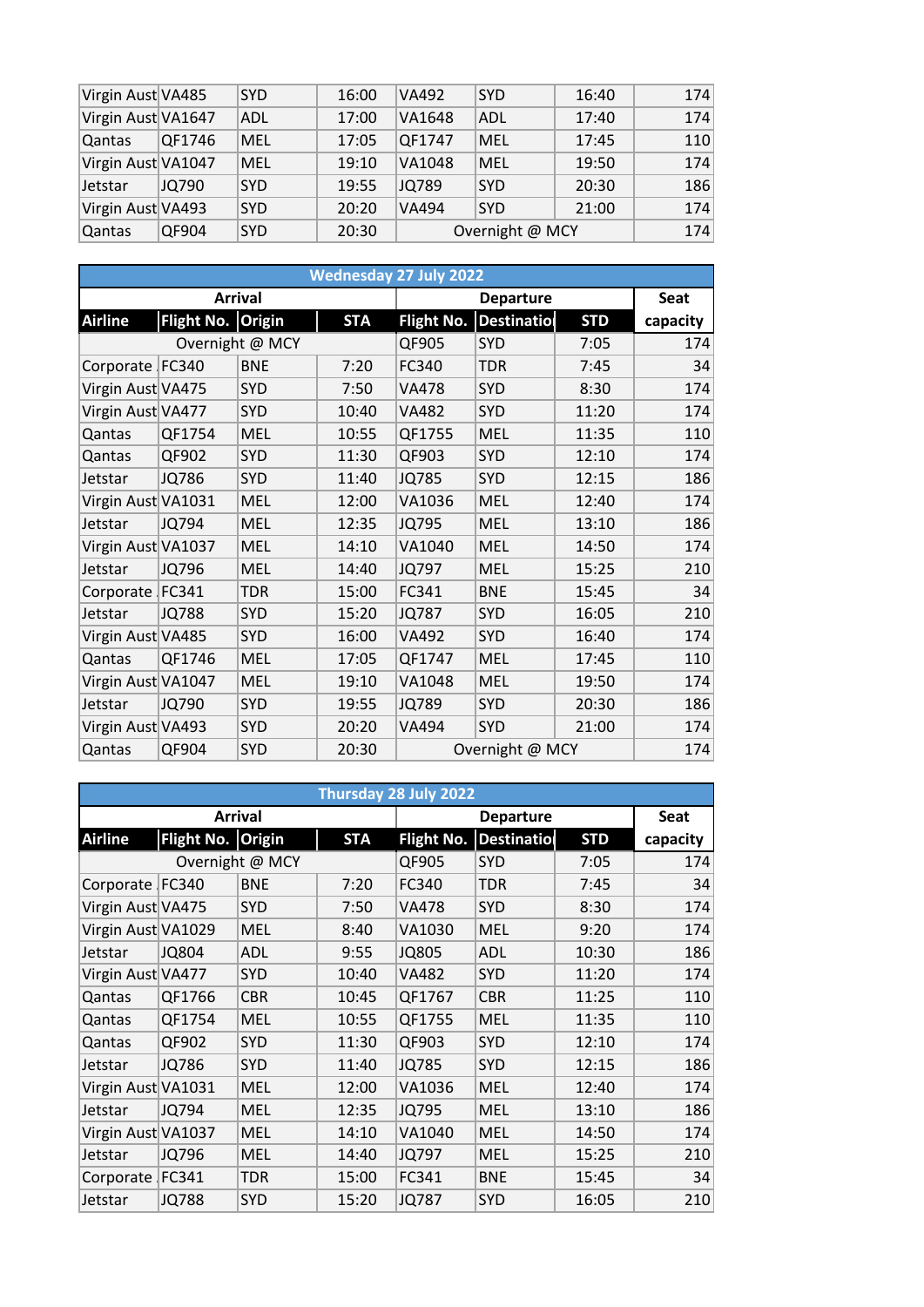| Airline | Flight No. | Origin | STA | Flight No. | Destination | STD | Seat capacity |
|---|---|---|---|---|---|---|---|
| Virgin Aust | VA485 | SYD | 16:00 | VA492 | SYD | 16:40 | 174 |
| Virgin Aust | VA1647 | ADL | 17:00 | VA1648 | ADL | 17:40 | 174 |
| Qantas | QF1746 | MEL | 17:05 | QF1747 | MEL | 17:45 | 110 |
| Virgin Aust | VA1047 | MEL | 19:10 | VA1048 | MEL | 19:50 | 174 |
| Jetstar | JQ790 | SYD | 19:55 | JQ789 | SYD | 20:30 | 186 |
| Virgin Aust | VA493 | SYD | 20:20 | VA494 | SYD | 21:00 | 174 |
| Qantas | QF904 | SYD | 20:30 | Overnight @ MCY | | | 174 |

**Wednesday 27 July 2022**

| Arrival | | | | Departure | | | Seat capacity |
|---|---|---|---|---|---|---|---|
| Airline | Flight No. | Origin | STA | Flight No. | Destination | STD | |
| Overnight @ MCY | | | | QF905 | SYD | 7:05 | 174 |
| Corporate | FC340 | BNE | 7:20 | FC340 | TDR | 7:45 | 34 |
| Virgin Aust | VA475 | SYD | 7:50 | VA478 | SYD | 8:30 | 174 |
| Virgin Aust | VA477 | SYD | 10:40 | VA482 | SYD | 11:20 | 174 |
| Qantas | QF1754 | MEL | 10:55 | QF1755 | MEL | 11:35 | 110 |
| Qantas | QF902 | SYD | 11:30 | QF903 | SYD | 12:10 | 174 |
| Jetstar | JQ786 | SYD | 11:40 | JQ785 | SYD | 12:15 | 186 |
| Virgin Aust | VA1031 | MEL | 12:00 | VA1036 | MEL | 12:40 | 174 |
| Jetstar | JQ794 | MEL | 12:35 | JQ795 | MEL | 13:10 | 186 |
| Virgin Aust | VA1037 | MEL | 14:10 | VA1040 | MEL | 14:50 | 174 |
| Jetstar | JQ796 | MEL | 14:40 | JQ797 | MEL | 15:25 | 210 |
| Corporate | FC341 | TDR | 15:00 | FC341 | BNE | 15:45 | 34 |
| Jetstar | JQ788 | SYD | 15:20 | JQ787 | SYD | 16:05 | 210 |
| Virgin Aust | VA485 | SYD | 16:00 | VA492 | SYD | 16:40 | 174 |
| Qantas | QF1746 | MEL | 17:05 | QF1747 | MEL | 17:45 | 110 |
| Virgin Aust | VA1047 | MEL | 19:10 | VA1048 | MEL | 19:50 | 174 |
| Jetstar | JQ790 | SYD | 19:55 | JQ789 | SYD | 20:30 | 186 |
| Virgin Aust | VA493 | SYD | 20:20 | VA494 | SYD | 21:00 | 174 |
| Qantas | QF904 | SYD | 20:30 | Overnight @ MCY | | | 174 |

**Thursday 28 July 2022**

| Arrival | | | | Departure | | | Seat capacity |
|---|---|---|---|---|---|---|---|
| Airline | Flight No. | Origin | STA | Flight No. | Destination | STD | |
| Overnight @ MCY | | | | QF905 | SYD | 7:05 | 174 |
| Corporate | FC340 | BNE | 7:20 | FC340 | TDR | 7:45 | 34 |
| Virgin Aust | VA475 | SYD | 7:50 | VA478 | SYD | 8:30 | 174 |
| Virgin Aust | VA1029 | MEL | 8:40 | VA1030 | MEL | 9:20 | 174 |
| Jetstar | JQ804 | ADL | 9:55 | JQ805 | ADL | 10:30 | 186 |
| Virgin Aust | VA477 | SYD | 10:40 | VA482 | SYD | 11:20 | 174 |
| Qantas | QF1766 | CBR | 10:45 | QF1767 | CBR | 11:25 | 110 |
| Qantas | QF1754 | MEL | 10:55 | QF1755 | MEL | 11:35 | 110 |
| Qantas | QF902 | SYD | 11:30 | QF903 | SYD | 12:10 | 174 |
| Jetstar | JQ786 | SYD | 11:40 | JQ785 | SYD | 12:15 | 186 |
| Virgin Aust | VA1031 | MEL | 12:00 | VA1036 | MEL | 12:40 | 174 |
| Jetstar | JQ794 | MEL | 12:35 | JQ795 | MEL | 13:10 | 186 |
| Virgin Aust | VA1037 | MEL | 14:10 | VA1040 | MEL | 14:50 | 174 |
| Jetstar | JQ796 | MEL | 14:40 | JQ797 | MEL | 15:25 | 210 |
| Corporate | FC341 | TDR | 15:00 | FC341 | BNE | 15:45 | 34 |
| Jetstar | JQ788 | SYD | 15:20 | JQ787 | SYD | 16:05 | 210 |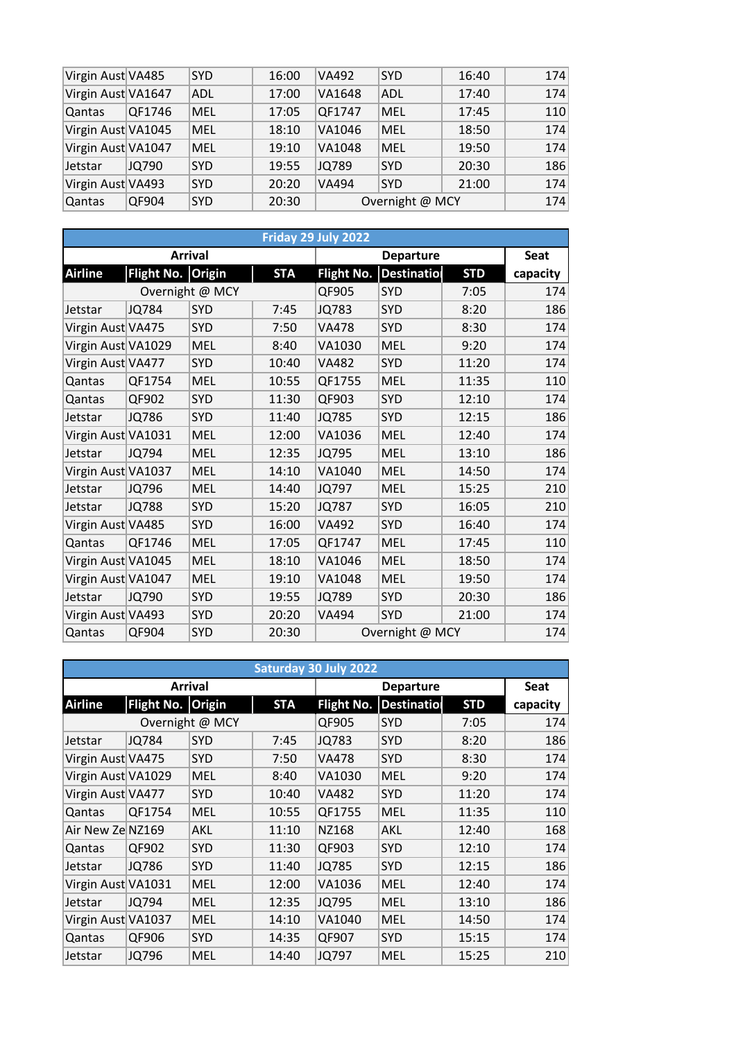| Airline | Flight No. | Origin | STA | Flight No. | Destination | STD | Seat capacity |
|---|---|---|---|---|---|---|---|
| Virgin Aust | VA485 | SYD | 16:00 | VA492 | SYD | 16:40 | 174 |
| Virgin Aust | VA1647 | ADL | 17:00 | VA1648 | ADL | 17:40 | 174 |
| Qantas | QF1746 | MEL | 17:05 | QF1747 | MEL | 17:45 | 110 |
| Virgin Aust | VA1045 | MEL | 18:10 | VA1046 | MEL | 18:50 | 174 |
| Virgin Aust | VA1047 | MEL | 19:10 | VA1048 | MEL | 19:50 | 174 |
| Jetstar | JQ790 | SYD | 19:55 | JQ789 | SYD | 20:30 | 186 |
| Virgin Aust | VA493 | SYD | 20:20 | VA494 | SYD | 21:00 | 174 |
| Qantas | QF904 | SYD | 20:30 | Overnight @ MCY | | | 174 |

| Friday 29 July 2022 | | | | | | | |
|---|---|---|---|---|---|---|---|
| Arrival | | | | Departure | | | Seat |
| Airline | Flight No. | Origin | STA | Flight No. | Destination | STD | capacity |
| Overnight @ MCY | | | | QF905 | SYD | 7:05 | 174 |
| Jetstar | JQ784 | SYD | 7:45 | JQ783 | SYD | 8:20 | 186 |
| Virgin Aust | VA475 | SYD | 7:50 | VA478 | SYD | 8:30 | 174 |
| Virgin Aust | VA1029 | MEL | 8:40 | VA1030 | MEL | 9:20 | 174 |
| Virgin Aust | VA477 | SYD | 10:40 | VA482 | SYD | 11:20 | 174 |
| Qantas | QF1754 | MEL | 10:55 | QF1755 | MEL | 11:35 | 110 |
| Qantas | QF902 | SYD | 11:30 | QF903 | SYD | 12:10 | 174 |
| Jetstar | JQ786 | SYD | 11:40 | JQ785 | SYD | 12:15 | 186 |
| Virgin Aust | VA1031 | MEL | 12:00 | VA1036 | MEL | 12:40 | 174 |
| Jetstar | JQ794 | MEL | 12:35 | JQ795 | MEL | 13:10 | 186 |
| Virgin Aust | VA1037 | MEL | 14:10 | VA1040 | MEL | 14:50 | 174 |
| Jetstar | JQ796 | MEL | 14:40 | JQ797 | MEL | 15:25 | 210 |
| Jetstar | JQ788 | SYD | 15:20 | JQ787 | SYD | 16:05 | 210 |
| Virgin Aust | VA485 | SYD | 16:00 | VA492 | SYD | 16:40 | 174 |
| Qantas | QF1746 | MEL | 17:05 | QF1747 | MEL | 17:45 | 110 |
| Virgin Aust | VA1045 | MEL | 18:10 | VA1046 | MEL | 18:50 | 174 |
| Virgin Aust | VA1047 | MEL | 19:10 | VA1048 | MEL | 19:50 | 174 |
| Jetstar | JQ790 | SYD | 19:55 | JQ789 | SYD | 20:30 | 186 |
| Virgin Aust | VA493 | SYD | 20:20 | VA494 | SYD | 21:00 | 174 |
| Qantas | QF904 | SYD | 20:30 | Overnight @ MCY | | | 174 |

| Saturday 30 July 2022 | | | | | | | |
|---|---|---|---|---|---|---|---|
| Arrival | | | | Departure | | | Seat |
| Airline | Flight No. | Origin | STA | Flight No. | Destination | STD | capacity |
| Overnight @ MCY | | | | QF905 | SYD | 7:05 | 174 |
| Jetstar | JQ784 | SYD | 7:45 | JQ783 | SYD | 8:20 | 186 |
| Virgin Aust | VA475 | SYD | 7:50 | VA478 | SYD | 8:30 | 174 |
| Virgin Aust | VA1029 | MEL | 8:40 | VA1030 | MEL | 9:20 | 174 |
| Virgin Aust | VA477 | SYD | 10:40 | VA482 | SYD | 11:20 | 174 |
| Qantas | QF1754 | MEL | 10:55 | QF1755 | MEL | 11:35 | 110 |
| Air New Ze | NZ169 | AKL | 11:10 | NZ168 | AKL | 12:40 | 168 |
| Qantas | QF902 | SYD | 11:30 | QF903 | SYD | 12:10 | 174 |
| Jetstar | JQ786 | SYD | 11:40 | JQ785 | SYD | 12:15 | 186 |
| Virgin Aust | VA1031 | MEL | 12:00 | VA1036 | MEL | 12:40 | 174 |
| Jetstar | JQ794 | MEL | 12:35 | JQ795 | MEL | 13:10 | 186 |
| Virgin Aust | VA1037 | MEL | 14:10 | VA1040 | MEL | 14:50 | 174 |
| Qantas | QF906 | SYD | 14:35 | QF907 | SYD | 15:15 | 174 |
| Jetstar | JQ796 | MEL | 14:40 | JQ797 | MEL | 15:25 | 210 |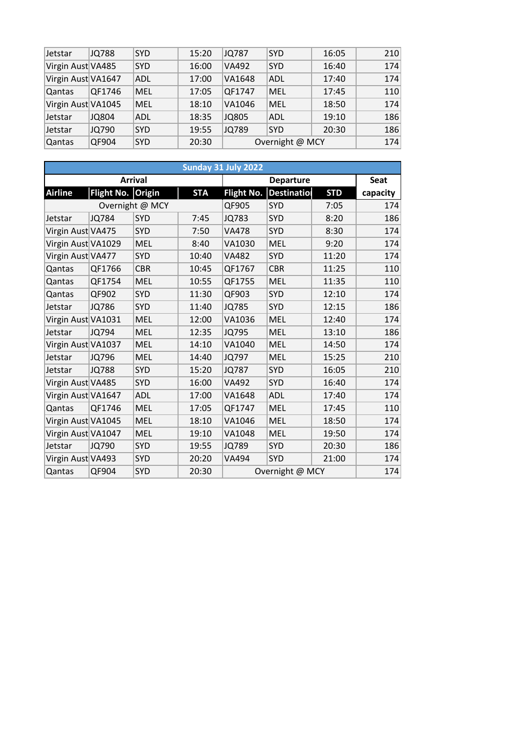| | | | | | | | |
|---|---|---|---|---|---|---|---|
| Jetstar | JQ788 | SYD | 15:20 | JQ787 | SYD | 16:05 | 210 |
| Virgin Aust | VA485 | SYD | 16:00 | VA492 | SYD | 16:40 | 174 |
| Virgin Aust | VA1647 | ADL | 17:00 | VA1648 | ADL | 17:40 | 174 |
| Qantas | QF1746 | MEL | 17:05 | QF1747 | MEL | 17:45 | 110 |
| Virgin Aust | VA1045 | MEL | 18:10 | VA1046 | MEL | 18:50 | 174 |
| Jetstar | JQ804 | ADL | 18:35 | JQ805 | ADL | 19:10 | 186 |
| Jetstar | JQ790 | SYD | 19:55 | JQ789 | SYD | 20:30 | 186 |
| Qantas | QF904 | SYD | 20:30 | Overnight @ MCY | | | 174 |

| Sunday 31 July 2022 | | | | | | | |
|---|---|---|---|---|---|---|---|
| Arrival | | | | Departure | | | Seat capacity |
| Airline | Flight No. | Origin | STA | Flight No. | Destination | STD | |
| Overnight @ MCY | | | | QF905 | SYD | 7:05 | 174 |
| Jetstar | JQ784 | SYD | 7:45 | JQ783 | SYD | 8:20 | 186 |
| Virgin Aust | VA475 | SYD | 7:50 | VA478 | SYD | 8:30 | 174 |
| Virgin Aust | VA1029 | MEL | 8:40 | VA1030 | MEL | 9:20 | 174 |
| Virgin Aust | VA477 | SYD | 10:40 | VA482 | SYD | 11:20 | 174 |
| Qantas | QF1766 | CBR | 10:45 | QF1767 | CBR | 11:25 | 110 |
| Qantas | QF1754 | MEL | 10:55 | QF1755 | MEL | 11:35 | 110 |
| Qantas | QF902 | SYD | 11:30 | QF903 | SYD | 12:10 | 174 |
| Jetstar | JQ786 | SYD | 11:40 | JQ785 | SYD | 12:15 | 186 |
| Virgin Aust | VA1031 | MEL | 12:00 | VA1036 | MEL | 12:40 | 174 |
| Jetstar | JQ794 | MEL | 12:35 | JQ795 | MEL | 13:10 | 186 |
| Virgin Aust | VA1037 | MEL | 14:10 | VA1040 | MEL | 14:50 | 174 |
| Jetstar | JQ796 | MEL | 14:40 | JQ797 | MEL | 15:25 | 210 |
| Jetstar | JQ788 | SYD | 15:20 | JQ787 | SYD | 16:05 | 210 |
| Virgin Aust | VA485 | SYD | 16:00 | VA492 | SYD | 16:40 | 174 |
| Virgin Aust | VA1647 | ADL | 17:00 | VA1648 | ADL | 17:40 | 174 |
| Qantas | QF1746 | MEL | 17:05 | QF1747 | MEL | 17:45 | 110 |
| Virgin Aust | VA1045 | MEL | 18:10 | VA1046 | MEL | 18:50 | 174 |
| Virgin Aust | VA1047 | MEL | 19:10 | VA1048 | MEL | 19:50 | 174 |
| Jetstar | JQ790 | SYD | 19:55 | JQ789 | SYD | 20:30 | 186 |
| Virgin Aust | VA493 | SYD | 20:20 | VA494 | SYD | 21:00 | 174 |
| Qantas | QF904 | SYD | 20:30 | Overnight @ MCY | | | 174 |